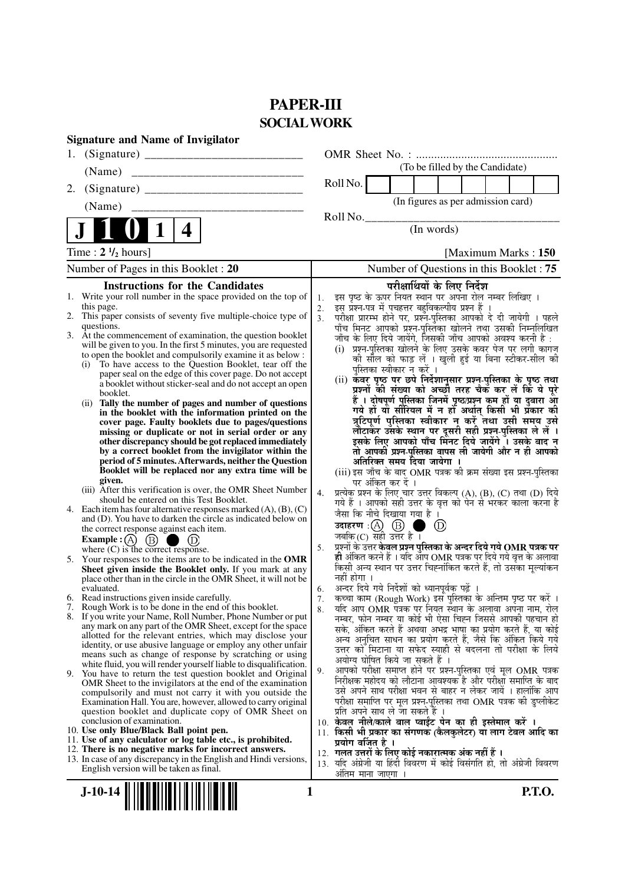# PAPER-III

## SOCIAL WORK

**Signature and Name of Invigilator**

1. (Signature) __________________________

   (Name) ____________________________

2. (Signature) __________________________

   (Name) ____________________________

OMR Sheet No. : ...............................................

(To be filled by the Candidate)

Roll No. | | | | | | | | |

(In figures as per admission card)

Roll No.________________________________

(In words)

**J 1 0 1 4**

Time : **2 ½** hours] [Maximum Marks : **150**

Number of Pages in this Booklet : **20** | Number of Questions in this Booklet : **75**

### Instructions for the Candidates

1. Write your roll number in the space provided on the top of this page.
2. This paper consists of seventy five multiple-choice type of questions.
3. At the commencement of examination, the question booklet will be given to you. In the first 5 minutes, you are requested to open the booklet and compulsorily examine it as below :
   (i) To have access to the Question Booklet, tear off the paper seal on the edge of this cover page. Do not accept a booklet without sticker-seal and do not accept an open booklet.
   (ii) **Tally the number of pages and number of questions in the booklet with the information printed on the cover page. Faulty booklets due to pages/questions missing or duplicate or not in serial order or any other discrepancy should be got replaced immediately by a correct booklet from the invigilator within the period of 5 minutes. Afterwards, neither the Question Booklet will be replaced nor any extra time will be given.**
   (iii) After this verification is over, the OMR Sheet Number should be entered on this Test Booklet.
4. Each item has four alternative responses marked (A), (B), (C) and (D). You have to darken the circle as indicated below on the correct response against each item.
   **Example :** (A) (B) ● (D)
   where (C) is the correct response.
5. Your responses to the items are to be indicated in the **OMR Sheet given inside the Booklet only.** If you mark at any place other than in the circle in the OMR Sheet, it will not be evaluated.
6. Read instructions given inside carefully.
7. Rough Work is to be done in the end of this booklet.
8. If you write your Name, Roll Number, Phone Number or put any mark on any part of the OMR Sheet, except for the space allotted for the relevant entries, which may disclose your identity, or use abusive language or employ any other unfair means such as change of response by scratching or using white fluid, you will render yourself liable to disqualification.
9. You have to return the test question booklet and Original OMR Sheet to the invigilators at the end of the examination compulsorily and must not carry it with you outside the Examination Hall. You are, however, allowed to carry original question booklet and duplicate copy of OMR Sheet on conclusion of examination.
10. **Use only Blue/Black Ball point pen.**
11. **Use of any calculator or log table etc., is prohibited.**
12. **There is no negative marks for incorrect answers.**
13. In case of any discrepancy in the English and Hindi versions, English version will be taken as final.

### परीक्षार्थियों के लिए निर्देश

1. इस पृष्ठ के ऊपर नियत स्थान पर अपना रोल नम्बर लिखिए ।
2. इस प्रश्न-पत्र में पचहत्तर बहुविकल्पीय प्रश्न हैं ।
3. परीक्षा प्रारम्भ होने पर, प्रश्न-पुस्तिका आपको दे दी जायेगी । पहले पाँच मिनट आपको प्रश्न-पुस्तिका खोलने तथा उसकी निम्नलिखित जाँच के लिए दिये जायेंगे, जिसकी जाँच आपको अवश्य करनी है :
   (i) प्रश्न-पुस्तिका खोलने के लिए उसके कवर पेज पर लगी कागज की सील को फाड़ लें । खुली हुई या बिना स्टीकर-सील की पुस्तिका स्वीकार न करें ।
   (ii) **कवर पृष्ठ पर छपे निर्देशानुसार प्रश्न-पुस्तिका के पृष्ठ तथा प्रश्नों की संख्या को अच्छी तरह चैक कर लें कि ये पूरे हैं । दोषपूर्ण पुस्तिका जिनमें पृष्ठ/प्रश्न कम हों या दुबारा आ गये हों या सीरियल में न हों अर्थात् किसी भी प्रकार की त्रुटिपूर्ण पुस्तिका स्वीकार न करें तथा उसी समय उसे लौटाकर उसके स्थान पर दूसरी सही प्रश्न-पुस्तिका ले लें । इसके लिए आपको पाँच मिनट दिये जायेंगे । उसके बाद न तो आपकी प्रश्न-पुस्तिका वापस ली जायेगी और न ही आपको अतिरिक्त समय दिया जायेगा ।**
   (iii) इस जाँच के बाद OMR पत्रक की क्रम संख्या इस प्रश्न-पुस्तिका पर अंकित कर दें ।
4. प्रत्येक प्रश्न के लिए चार उत्तर विकल्प (A), (B), (C) तथा (D) दिये गये हैं । आपको सही उत्तर के वृत्त को पेन से भरकर काला करना है जैसा कि नीचे दिखाया गया है ।
   **उदाहरण :** (A) (B) ● (D)
   जबकि (C) सही उत्तर है ।
5. प्रश्नों के उत्तर **केवल प्रश्न पुस्तिका के अन्दर दिये गये OMR पत्रक पर ही** अंकित करने हैं । यदि आप OMR पत्रक पर दिये गये वृत्त के अलावा किसी अन्य स्थान पर उत्तर चिह्नांकित करते हैं, तो उसका मूल्यांकन नहीं होगा ।
6. अन्दर दिये गये निर्देशों को ध्यानपूर्वक पढ़ें ।
7. कच्चा काम (Rough Work) इस पुस्तिका के अन्तिम पृष्ठ पर करें ।
8. यदि आप OMR पत्रक पर नियत स्थान के अलावा अपना नाम, रोल नम्बर, फोन नम्बर या कोई भी ऐसा चिह्न जिससे आपकी पहचान हो सके, अंकित करते हैं अथवा अभद्र भाषा का प्रयोग करते हैं, या कोई अन्य अनुचित साधन का प्रयोग करते हैं, जैसे कि अंकित किये गये उत्तर को मिटाना या सफेद स्याही से बदलना तो परीक्षा के लिये अयोग्य घोषित किये जा सकते हैं ।
9. आपको परीक्षा समाप्त होने पर प्रश्न-पुस्तिका एवं मूल OMR पत्रक निरीक्षक महोदय को लौटाना आवश्यक है और परीक्षा समाप्ति के बाद उसे अपने साथ परीक्षा भवन से बाहर न लेकर जायें । हालांकि आप परीक्षा समाप्ति पर मूल प्रश्न-पुस्तिका तथा OMR पत्रक की डुप्लीकेट प्रति अपने साथ ले जा सकते हैं ।
10. **केवल नीले/काले बाल प्वाईंट पेन का ही इस्तेमाल करें ।**
11. **किसी भी प्रकार का संगणक (कैलकुलेटर) या लाग टेबल आदि का प्रयोग वर्जित है ।**
12. **गलत उत्तरों के लिए कोई नकारात्मक अंक नहीं हैं ।**
13. यदि अंग्रेजी या हिंदी विवरण में कोई विसंगति हो, तो अंग्रेजी विवरण अंतिम माना जाएगा ।

J-10-14 P.T.O.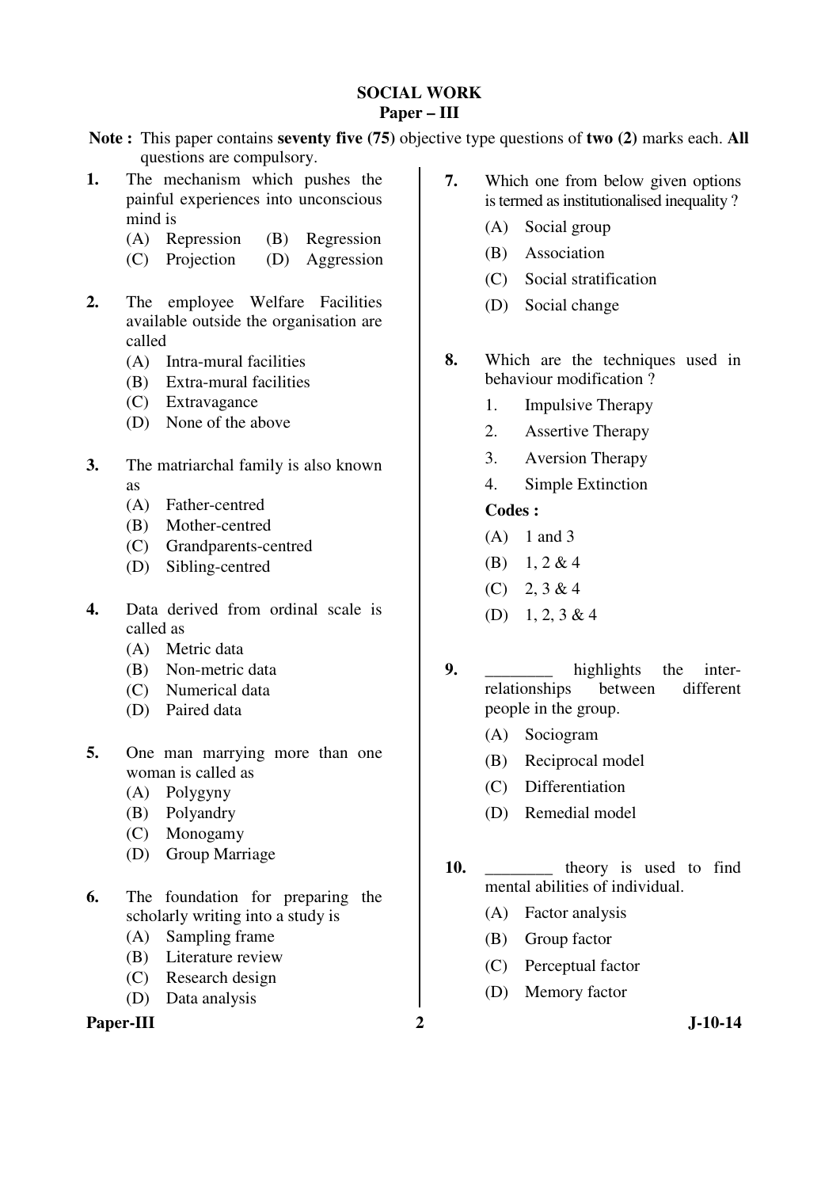# SOCIAL WORK

## Paper – III

**Note :** This paper contains **seventy five (75)** objective type questions of **two (2)** marks each. **All** questions are compulsory.

**1.** The mechanism which pushes the painful experiences into unconscious mind is

(A) Repression (B) Regression
(C) Projection (D) Aggression

**2.** The employee Welfare Facilities available outside the organisation are called

(A) Intra-mural facilities
(B) Extra-mural facilities
(C) Extravagance
(D) None of the above

**3.** The matriarchal family is also known as

(A) Father-centred
(B) Mother-centred
(C) Grandparents-centred
(D) Sibling-centred

**4.** Data derived from ordinal scale is called as

(A) Metric data
(B) Non-metric data
(C) Numerical data
(D) Paired data

**5.** One man marrying more than one woman is called as

(A) Polygyny
(B) Polyandry
(C) Monogamy
(D) Group Marriage

**6.** The foundation for preparing the scholarly writing into a study is

(A) Sampling frame
(B) Literature review
(C) Research design
(D) Data analysis

**7.** Which one from below given options is termed as institutionalised inequality ?

(A) Social group
(B) Association
(C) Social stratification
(D) Social change

**8.** Which are the techniques used in behaviour modification ?

1. Impulsive Therapy
2. Assertive Therapy
3. Aversion Therapy
4. Simple Extinction

**Codes :**

(A) 1 and 3
(B) 1, 2 & 4
(C) 2, 3 & 4
(D) 1, 2, 3 & 4

**9.** ________ highlights the inter-relationships between different people in the group.

(A) Sociogram
(B) Reciprocal model
(C) Differentiation
(D) Remedial model

**10.** ________ theory is used to find mental abilities of individual.

(A) Factor analysis
(B) Group factor
(C) Perceptual factor
(D) Memory factor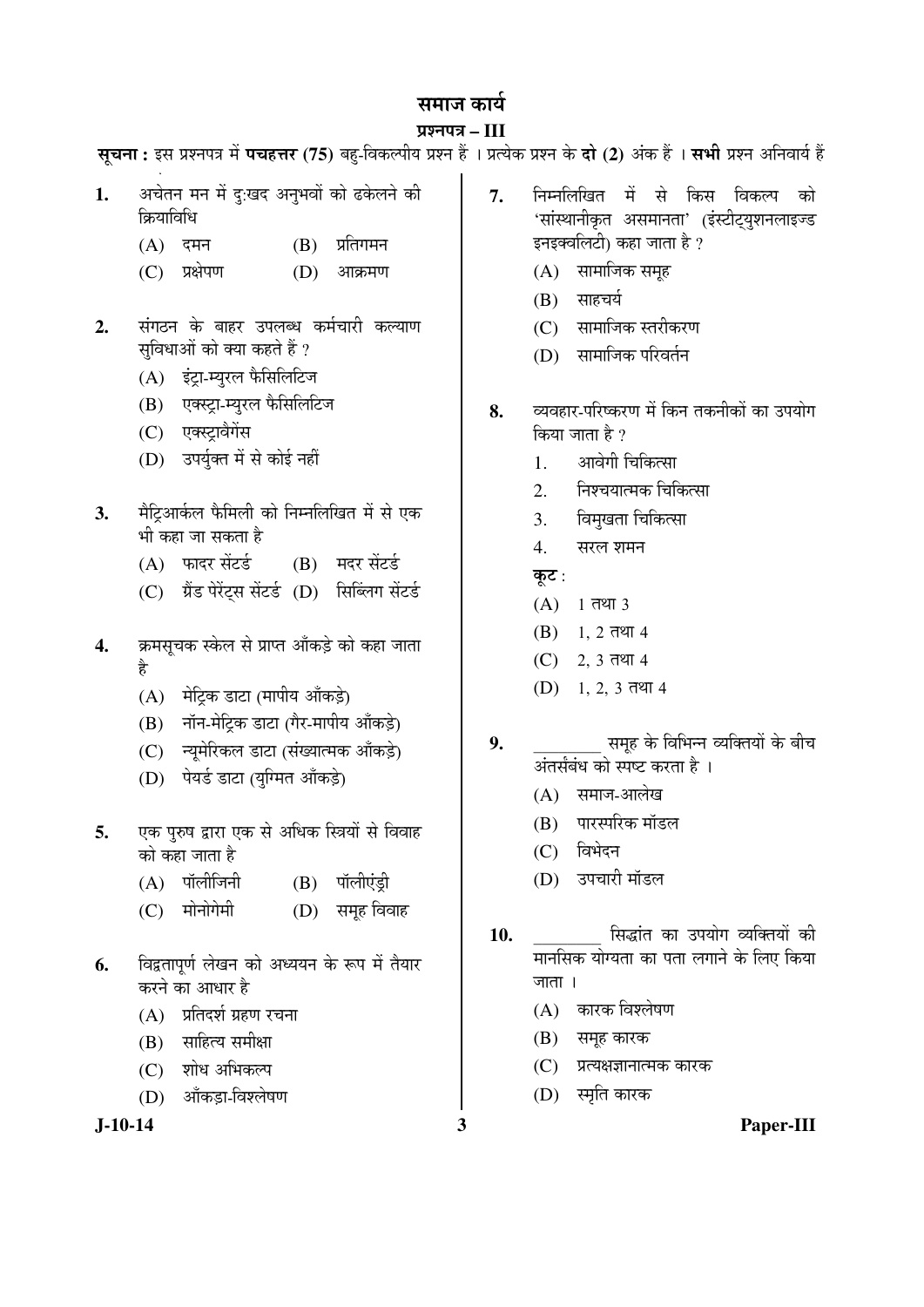# समाज कार्य

## प्रश्नपत्र – III

**सूचना :** इस प्रश्नपत्र में **पचहत्तर (75)** बहु-विकल्पीय प्रश्न हैं । प्रत्येक प्रश्न के **दो (2)** अंक हैं । **सभी** प्रश्न अनिवार्य हैं

**1.** अचेतन मन में दु:खद अनुभवों को ढकेलने की क्रियाविधि

(A) दमन (B) प्रतिगमन

(C) प्रक्षेपण (D) आक्रमण

**2.** संगठन के बाहर उपलब्ध कर्मचारी कल्याण सुविधाओं को क्या कहते हैं ?

(A) इंट्रा-म्युरल फैसिलिटिज

(B) एक्स्ट्रा-म्युरल फैसिलिटिज

(C) एक्स्ट्रावैगेंस

(D) उपर्युक्त में से कोई नहीं

**3.** मैट्रिआर्कल फैमिली को निम्नलिखित में से एक भी कहा जा सकता है

(A) फादर सेंटर्ड (B) मदर सेंटर्ड

(C) ग्रैंड पेरेंट्स सेंटर्ड (D) सिब्लिंग सेंटर्ड

**4.** क्रमसूचक स्केल से प्राप्त आँकड़े को कहा जाता है

(A) मेट्रिक डाटा (मापीय आँकड़े)

(B) नॉन-मेट्रिक डाटा (गैर-मापीय आँकड़े)

(C) न्यूमेरिकल डाटा (संख्यात्मक आँकड़े)

(D) पेयर्ड डाटा (युग्मित आँकड़े)

**5.** एक पुरुष द्वारा एक से अधिक स्त्रियों से विवाह को कहा जाता है

(A) पॉलीजिनी (B) पॉलीएंड्री

(C) मोनोगेमी (D) समूह विवाह

**6.** विद्वतापूर्ण लेखन को अध्ययन के रूप में तैयार करने का आधार है

(A) प्रतिदर्श ग्रहण रचना

(B) साहित्य समीक्षा

(C) शोध अभिकल्प

(D) आँकड़ा-विश्लेषण

**7.** निम्नलिखित में से किस विकल्प को 'सांस्थानीकृत असमानता' (इंस्टीट्युशनलाइज्ड इनइक्वलिटी) कहा जाता है ?

(A) सामाजिक समूह

(B) साहचर्य

(C) सामाजिक स्तरीकरण

(D) सामाजिक परिवर्तन

**8.** व्यवहार-परिष्करण में किन तकनीकों का उपयोग किया जाता है ?

1. आवेगी चिकित्सा
2. निश्चयात्मक चिकित्सा
3. विमुखता चिकित्सा
4. सरल शमन

**कूट :**

(A) 1 तथा 3

(B) 1, 2 तथा 4

(C) 2, 3 तथा 4

(D) 1, 2, 3 तथा 4

**9.** ________ समूह के विभिन्न व्यक्तियों के बीच अंतर्संबंध को स्पष्ट करता है ।

(A) समाज-आलेख

(B) पारस्परिक मॉडल

(C) विभेदन

(D) उपचारी मॉडल

**10.** ________ सिद्धांत का उपयोग व्यक्तियों की मानसिक योग्यता का पता लगाने के लिए किया जाता ।

(A) कारक विश्लेषण

(B) समूह कारक

(C) प्रत्यक्षज्ञानात्मक कारक

(D) स्मृति कारक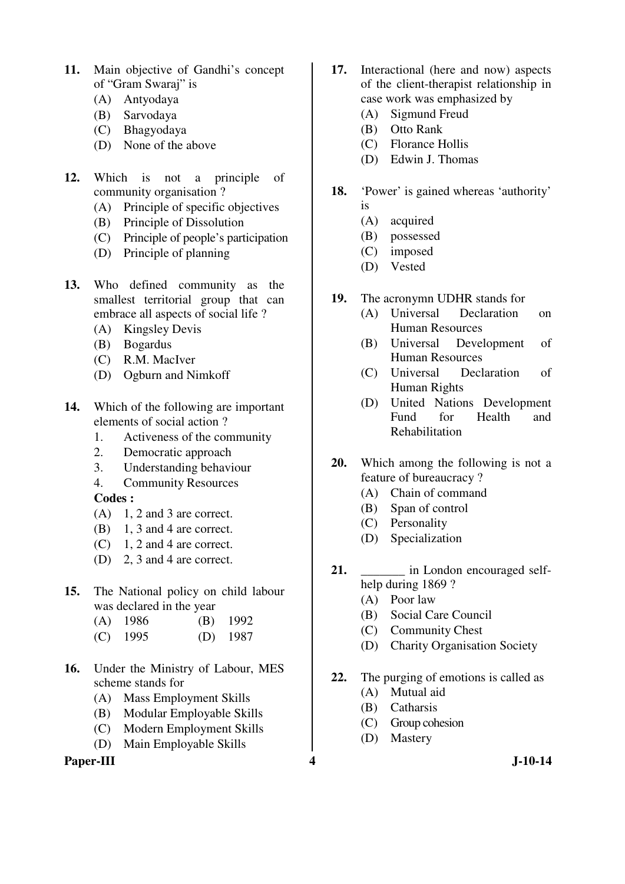11. Main objective of Gandhi's concept of "Gram Swaraj" is
    (A) Antyodaya
    (B) Sarvodaya
    (C) Bhagyodaya
    (D) None of the above

12. Which is not a principle of community organisation ?
    (A) Principle of specific objectives
    (B) Principle of Dissolution
    (C) Principle of people's participation
    (D) Principle of planning

13. Who defined community as the smallest territorial group that can embrace all aspects of social life ?
    (A) Kingsley Devis
    (B) Bogardus
    (C) R.M. MacIver
    (D) Ogburn and Nimkoff

14. Which of the following are important elements of social action ?
    1. Activeness of the community
    2. Democratic approach
    3. Understanding behaviour
    4. Community Resources

    **Codes :**
    (A) 1, 2 and 3 are correct.
    (B) 1, 3 and 4 are correct.
    (C) 1, 2 and 4 are correct.
    (D) 2, 3 and 4 are correct.

15. The National policy on child labour was declared in the year
    (A) 1986 (B) 1992
    (C) 1995 (D) 1987

16. Under the Ministry of Labour, MES scheme stands for
    (A) Mass Employment Skills
    (B) Modular Employable Skills
    (C) Modern Employment Skills
    (D) Main Employable Skills

17. Interactional (here and now) aspects of the client-therapist relationship in case work was emphasized by
    (A) Sigmund Freud
    (B) Otto Rank
    (C) Florance Hollis
    (D) Edwin J. Thomas

18. 'Power' is gained whereas 'authority' is
    (A) acquired
    (B) possessed
    (C) imposed
    (D) Vested

19. The acronymn UDHR stands for
    (A) Universal Declaration on Human Resources
    (B) Universal Development of Human Resources
    (C) Universal Declaration of Human Rights
    (D) United Nations Development Fund for Health and Rehabilitation

20. Which among the following is not a feature of bureaucracy ?
    (A) Chain of command
    (B) Span of control
    (C) Personality
    (D) Specialization

21. _______ in London encouraged self-help during 1869 ?
    (A) Poor law
    (B) Social Care Council
    (C) Community Chest
    (D) Charity Organisation Society

22. The purging of emotions is called as
    (A) Mutual aid
    (B) Catharsis
    (C) Group cohesion
    (D) Mastery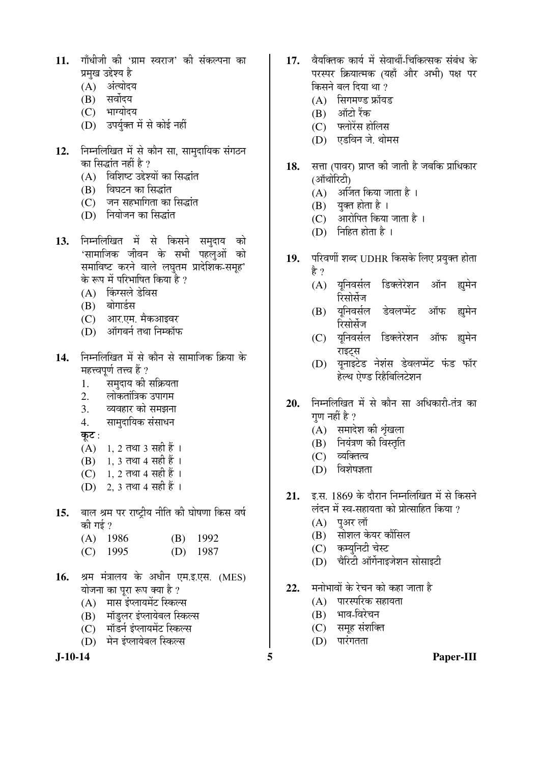11. गाँधीजी की 'ग्राम स्वराज' की संकल्पना का प्रमुख उद्देश्य है
    (A) अंत्योदय
    (B) सर्वोदय
    (C) भाग्योदय
    (D) उपर्युक्त में से कोई नहीं

12. निम्नलिखित में से कौन सा, सामुदायिक संगठन का सिद्धांत नहीं है ?
    (A) विशिष्ट उद्देश्यों का सिद्धांत
    (B) विघटन का सिद्धांत
    (C) जन सहभागिता का सिद्धांत
    (D) नियोजन का सिद्धांत

13. निम्नलिखित में से किसने समुदाय को 'सामाजिक जीवन के सभी पहलुओं को समाविष्ट करने वाले लघुतम प्रादेशिक-समूह' के रूप में परिभाषित किया है ?
    (A) किंग्सले डेविस
    (B) बोगार्डस
    (C) आर.एम. मैकआइवर
    (D) ऑगबर्न तथा निम्कॉफ

14. निम्नलिखित में से कौन से सामाजिक क्रिया के महत्त्वपूर्ण तत्त्व हैं ?
    1. समुदाय की सक्रियता
    2. लोकतांत्रिक उपागम
    3. व्यवहार को समझना
    4. सामुदायिक संसाधन

    **कूट** :
    (A) 1, 2 तथा 3 सही हैं ।
    (B) 1, 3 तथा 4 सही हैं ।
    (C) 1, 2 तथा 4 सही हैं ।
    (D) 2, 3 तथा 4 सही हैं ।

15. बाल श्रम पर राष्ट्रीय नीति की घोषणा किस वर्ष की गई ?
    (A) 1986 (B) 1992
    (C) 1995 (D) 1987

16. श्रम मंत्रालय के अधीन एम.इ.एस. (MES) योजना का पूरा रूप क्या है ?
    (A) मास इंप्लायमेंट स्किल्स
    (B) मॉडुलर इंप्लायेबल स्किल्स
    (C) मॉडर्न इंप्लायमेंट स्किल्स
    (D) मेन इंप्लायेबल स्किल्स

17. वैयक्तिक कार्य में सेवार्थी-चिकित्सक संबंध के परस्पर क्रियात्मक (यहाँ और अभी) पक्ष पर किसने बल दिया था ?
    (A) सिगमण्ड फ्रॉयड
    (B) ऑटो रैंक
    (C) फ्लोरेंस होलिस
    (D) एडविन जे. थोमस

18. सत्ता (पावर) प्राप्त की जाती है जबकि प्राधिकार (ऑथोरिटी)
    (A) अर्जित किया जाता है ।
    (B) युक्त होता है ।
    (C) आरोपित किया जाता है ।
    (D) निहित होता है ।

19. परिवर्णी शब्द UDHR किसके लिए प्रयुक्त होता है ?
    (A) यूनिवर्सल डिक्लेरेशन ऑन ह्युमेन रिसोर्सेज
    (B) यूनिवर्सल डेवलप्मेंट ऑफ ह्युमेन रिसोर्सेज
    (C) यूनिवर्सल डिक्लेरेशन ऑफ ह्युमेन राइट्स
    (D) यूनाइटेड नेशंस डेवलप्मेंट फंड फॉर हेल्थ ऐण्ड रिहैबिलिटेशन

20. निम्नलिखित में से कौन सा अधिकारी-तंत्र का गुण नहीं है ?
    (A) समादेश की शृंखला
    (B) नियंत्रण की विस्तृति
    (C) व्यक्तित्व
    (D) विशेषज्ञता

21. इ.स. 1869 के दौरान निम्नलिखित में से किसने लंदन में स्व-सहायता को प्रोत्साहित किया ?
    (A) पुअर लॉ
    (B) सोशल केयर कौंसिल
    (C) कम्युनिटी चेस्ट
    (D) चैरिटी ऑर्गेनाइजेशन सोसाइटी

22. मनोभावों के रेचन को कहा जाता है
    (A) पारस्परिक सहायता
    (B) भाव-विरेचन
    (C) समूह संशक्ति
    (D) पारंगतता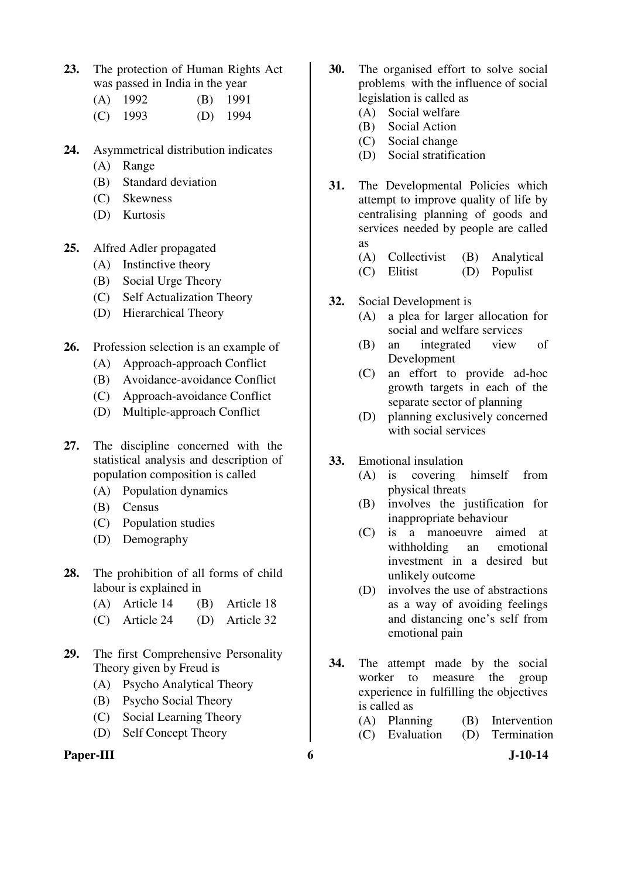23. The protection of Human Rights Act was passed in India in the year
    (A) 1992 (B) 1991
    (C) 1993 (D) 1994

24. Asymmetrical distribution indicates
    (A) Range
    (B) Standard deviation
    (C) Skewness
    (D) Kurtosis

25. Alfred Adler propagated
    (A) Instinctive theory
    (B) Social Urge Theory
    (C) Self Actualization Theory
    (D) Hierarchical Theory

26. Profession selection is an example of
    (A) Approach-approach Conflict
    (B) Avoidance-avoidance Conflict
    (C) Approach-avoidance Conflict
    (D) Multiple-approach Conflict

27. The discipline concerned with the statistical analysis and description of population composition is called
    (A) Population dynamics
    (B) Census
    (C) Population studies
    (D) Demography

28. The prohibition of all forms of child labour is explained in
    (A) Article 14 (B) Article 18
    (C) Article 24 (D) Article 32

29. The first Comprehensive Personality Theory given by Freud is
    (A) Psycho Analytical Theory
    (B) Psycho Social Theory
    (C) Social Learning Theory
    (D) Self Concept Theory

30. The organised effort to solve social problems with the influence of social legislation is called as
    (A) Social welfare
    (B) Social Action
    (C) Social change
    (D) Social stratification

31. The Developmental Policies which attempt to improve quality of life by centralising planning of goods and services needed by people are called as
    (A) Collectivist (B) Analytical
    (C) Elitist (D) Populist

32. Social Development is
    (A) a plea for larger allocation for social and welfare services
    (B) an integrated view of Development
    (C) an effort to provide ad-hoc growth targets in each of the separate sector of planning
    (D) planning exclusively concerned with social services

33. Emotional insulation
    (A) is covering himself from physical threats
    (B) involves the justification for inappropriate behaviour
    (C) is a manoeuvre aimed at withholding an emotional investment in a desired but unlikely outcome
    (D) involves the use of abstractions as a way of avoiding feelings and distancing one's self from emotional pain

34. The attempt made by the social worker to measure the group experience in fulfilling the objectives is called as
    (A) Planning (B) Intervention
    (C) Evaluation (D) Termination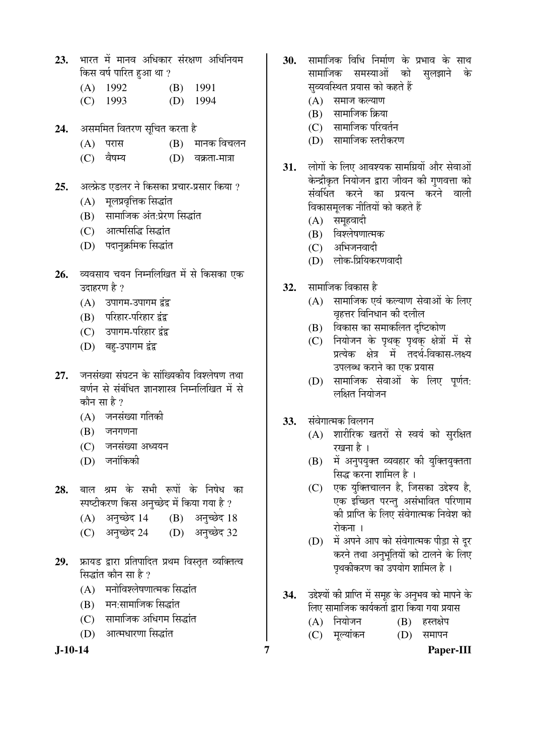23. भारत में मानव अधिकार संरक्षण अधिनियम किस वर्ष पारित हुआ था ?

(A) 1992 (B) 1991
(C) 1993 (D) 1994

24. असममित वितरण सूचित करता है

(A) परास (B) मानक विचलन
(C) वैषम्य (D) वक्रता-मात्रा

25. अल्फ्रेड एडलर ने किसका प्रचार-प्रसार किया ?

(A) मूलप्रवृत्तिक सिद्धांत
(B) सामाजिक अंत:प्रेरण सिद्धांत
(C) आत्मसिद्धि सिद्धांत
(D) पदानुक्रमिक सिद्धांत

26. व्यवसाय चयन निम्नलिखित में से किसका एक उदाहरण है ?

(A) उपागम-उपागम द्वंद्व
(B) परिहार-परिहार द्वंद्व
(C) उपागम-परिहार द्वंद्व
(D) बहु-उपागम द्वंद्व

27. जनसंख्या संघटन के सांख्यिकीय विश्लेषण तथा वर्णन से संबंधित ज्ञानशास्त्र निम्नलिखित में से कौन सा है ?

(A) जनसंख्या गतिकी
(B) जनगणना
(C) जनसंख्या अध्ययन
(D) जनांकिकी

28. बाल श्रम के सभी रूपों के निषेध का स्पष्टीकरण किस अनुच्छेद में किया गया है ?

(A) अनुच्छेद 14 (B) अनुच्छेद 18
(C) अनुच्छेद 24 (D) अनुच्छेद 32

29. फ्रायड द्वारा प्रतिपादित प्रथम विस्तृत व्यक्तित्व सिद्धांत कौन सा है ?

(A) मनोविश्लेषणात्मक सिद्धांत
(B) मन:सामाजिक सिद्धांत
(C) सामाजिक अधिगम सिद्धांत
(D) आत्मधारणा सिद्धांत

30. सामाजिक विधि निर्माण के प्रभाव के साथ सामाजिक समस्याओं को सुलझाने के सुव्यवस्थित प्रयास को कहते हैं

(A) समाज कल्याण
(B) सामाजिक क्रिया
(C) सामाजिक परिवर्तन
(D) सामाजिक स्तरीकरण

31. लोगों के लिए आवश्यक सामग्रियों और सेवाओं केन्द्रीकृत नियोजन द्वारा जीवन की गुणवत्ता को संवर्धित करने का प्रयत्न करने वाली विकासमूलक नीतियों को कहते हैं

(A) समूहवादी
(B) विश्लेषणात्मक
(C) अभिजनवादी
(D) लोक-प्रियिकरणवादी

32. सामाजिक विकास है

(A) सामाजिक एवं कल्याण सेवाओं के लिए वृहत्तर विनिधान की दलील
(B) विकास का समाकलित दृष्टिकोण
(C) नियोजन के पृथक् पृथक् क्षेत्रों में से प्रत्येक क्षेत्र में तदर्थ-विकास-लक्ष्य उपलब्ध कराने का एक प्रयास
(D) सामाजिक सेवाओं के लिए पूर्णत: लक्षित नियोजन

33. संवेगात्मक विलगन

(A) शारीरिक खतरों से स्वयं को सुरक्षित रखना है ।
(B) में अनुपयुक्त व्यवहार की युक्तियुक्तता सिद्ध करना शामिल है ।
(C) एक युक्तिचालन है, जिसका उद्देश्य है, एक इच्छित परन्तु असंभावित परिणाम की प्राप्ति के लिए संवेगात्मक निवेश को रोकना ।
(D) में अपने आप को संवेगात्मक पीड़ा से दूर करने तथा अनुभूतियों को टालने के लिए पृथकीकरण का उपयोग शामिल है ।

34. उद्देश्यों की प्राप्ति में समूह के अनुभव को मापने के लिए सामाजिक कार्यकर्ता द्वारा किया गया प्रयास

(A) नियोजन (B) हस्तक्षेप
(C) मूल्यांकन (D) समापन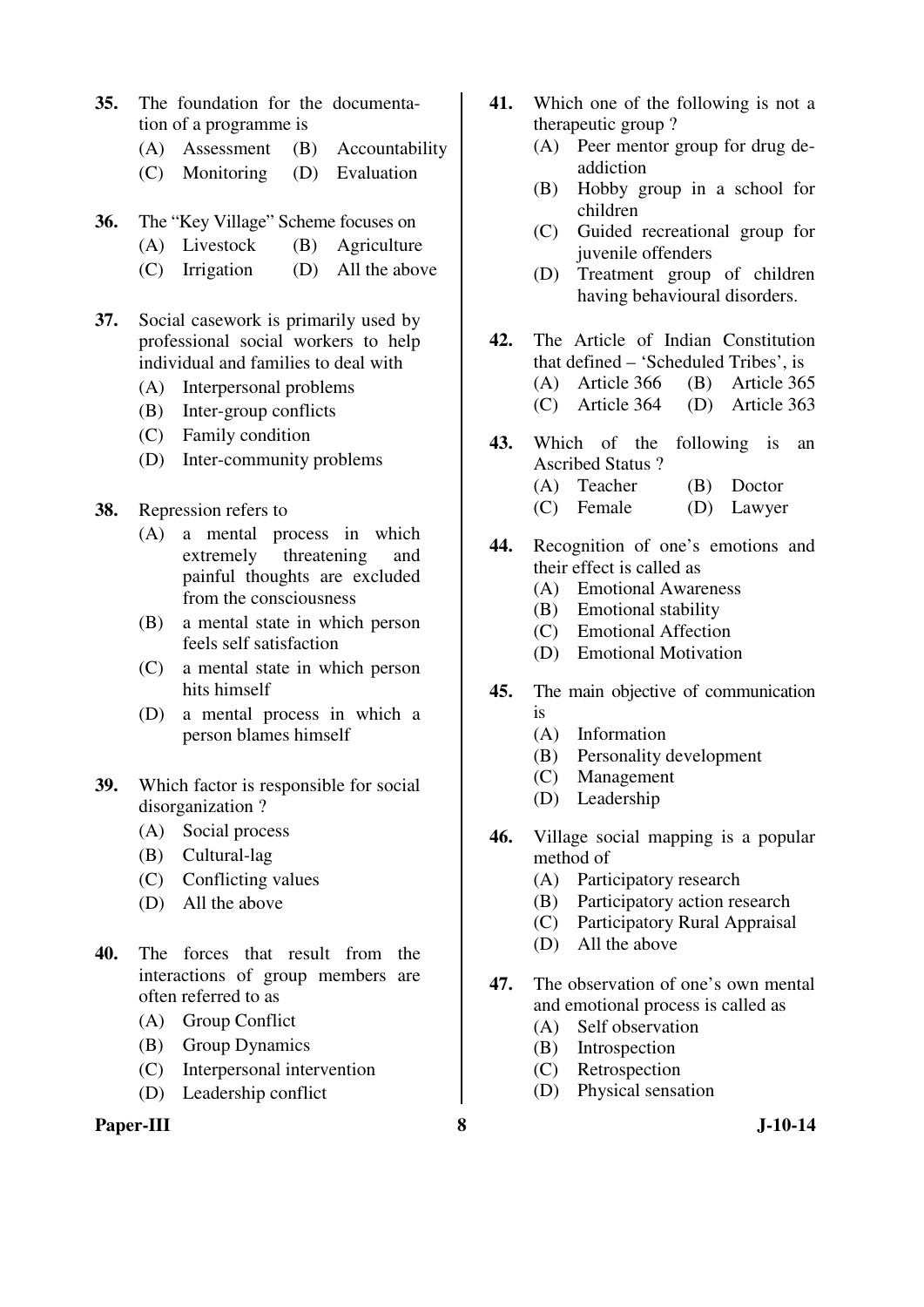**35.** The foundation for the documentation of a programme is

(A) Assessment (B) Accountability

(C) Monitoring (D) Evaluation

**36.** The "Key Village" Scheme focuses on

(A) Livestock (B) Agriculture

(C) Irrigation (D) All the above

**37.** Social casework is primarily used by professional social workers to help individual and families to deal with

(A) Interpersonal problems

(B) Inter-group conflicts

(C) Family condition

(D) Inter-community problems

**38.** Repression refers to

(A) a mental process in which extremely threatening and painful thoughts are excluded from the consciousness

(B) a mental state in which person feels self satisfaction

(C) a mental state in which person hits himself

(D) a mental process in which a person blames himself

**39.** Which factor is responsible for social disorganization ?

(A) Social process

(B) Cultural-lag

(C) Conflicting values

(D) All the above

**40.** The forces that result from the interactions of group members are often referred to as

(A) Group Conflict

(B) Group Dynamics

(C) Interpersonal intervention

(D) Leadership conflict

**41.** Which one of the following is not a therapeutic group ?

(A) Peer mentor group for drug de-addiction

(B) Hobby group in a school for children

(C) Guided recreational group for juvenile offenders

(D) Treatment group of children having behavioural disorders.

**42.** The Article of Indian Constitution that defined – 'Scheduled Tribes', is

(A) Article 366 (B) Article 365

(C) Article 364 (D) Article 363

**43.** Which of the following is an Ascribed Status ?

(A) Teacher (B) Doctor

(C) Female (D) Lawyer

**44.** Recognition of one's emotions and their effect is called as

(A) Emotional Awareness

(B) Emotional stability

(C) Emotional Affection

(D) Emotional Motivation

**45.** The main objective of communication is

(A) Information

(B) Personality development

(C) Management

(D) Leadership

**46.** Village social mapping is a popular method of

(A) Participatory research

(B) Participatory action research

(C) Participatory Rural Appraisal

(D) All the above

**47.** The observation of one's own mental and emotional process is called as

(A) Self observation

(B) Introspection

(C) Retrospection

(D) Physical sensation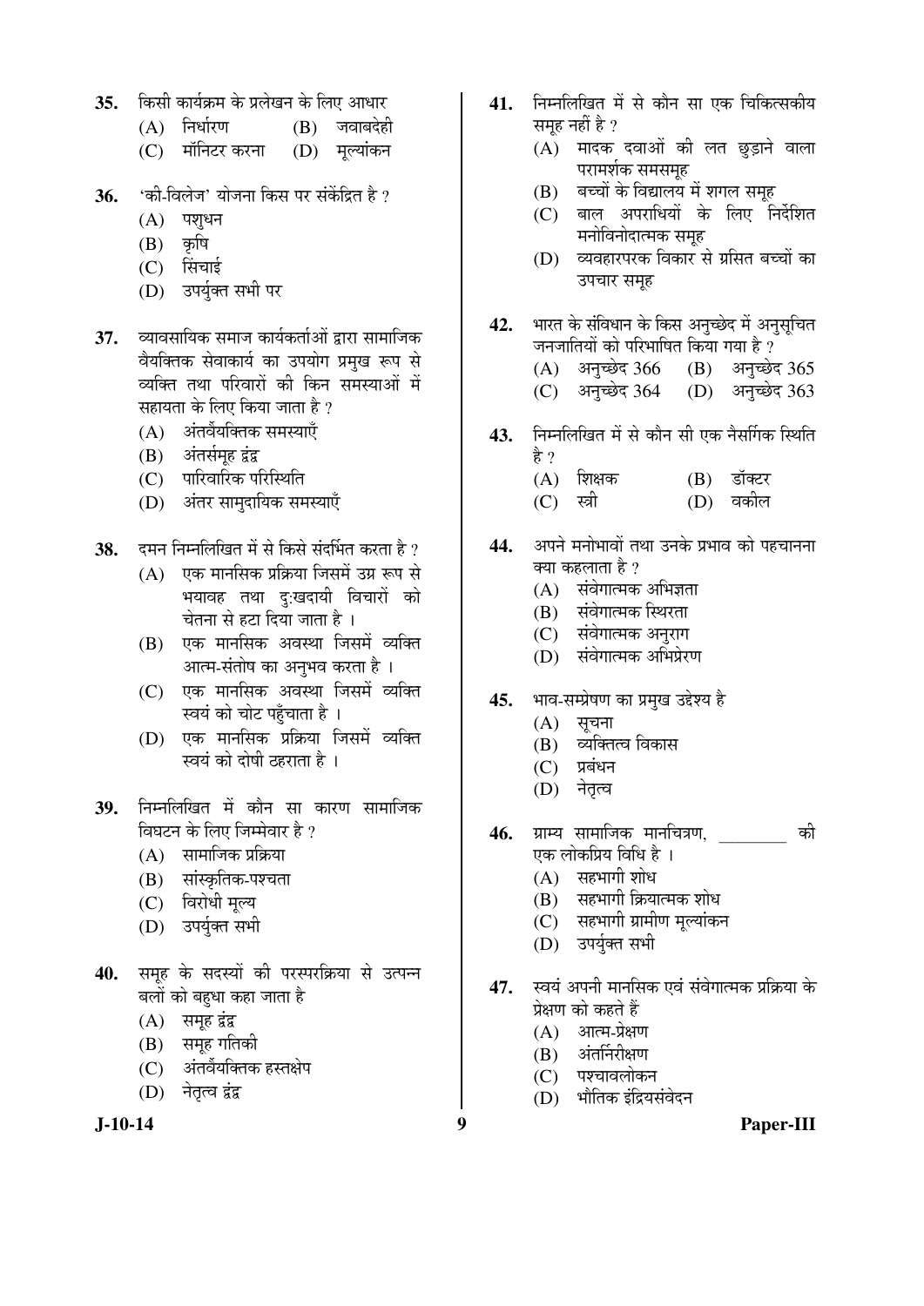35. किसी कार्यक्रम के प्रलेखन के लिए आधार
    (A) निर्धारण (B) जवाबदेही
    (C) मॉनिटर करना (D) मूल्यांकन

36. 'की-विलेज' योजना किस पर संकेंद्रित है ?
    (A) पशुधन
    (B) कृषि
    (C) सिंचाई
    (D) उपर्युक्त सभी पर

37. व्यावसायिक समाज कार्यकर्ताओं द्वारा सामाजिक वैयक्तिक सेवाकार्य का उपयोग प्रमुख रूप से व्यक्ति तथा परिवारों की किन समस्याओं में सहायता के लिए किया जाता है ?
    (A) अंतर्वैयक्तिक समस्याएँ
    (B) अंतर्समूह द्वंद्व
    (C) पारिवारिक परिस्थिति
    (D) अंतर सामुदायिक समस्याएँ

38. दमन निम्नलिखित में से किसे संदर्भित करता है ?
    (A) एक मानसिक प्रक्रिया जिसमें उग्र रूप से भयावह तथा दु:खदायी विचारों को चेतना से हटा दिया जाता है ।
    (B) एक मानसिक अवस्था जिसमें व्यक्ति आत्म-संतोष का अनुभव करता है ।
    (C) एक मानसिक अवस्था जिसमें व्यक्ति स्वयं को चोट पहुँचाता है ।
    (D) एक मानसिक प्रक्रिया जिसमें व्यक्ति स्वयं को दोषी ठहराता है ।

39. निम्नलिखित में कौन सा कारण सामाजिक विघटन के लिए जिम्मेवार है ?
    (A) सामाजिक प्रक्रिया
    (B) सांस्कृतिक-पश्चता
    (C) विरोधी मूल्य
    (D) उपर्युक्त सभी

40. समूह के सदस्यों की परस्परक्रिया से उत्पन्न बलों को बहुधा कहा जाता है
    (A) समूह द्वंद्व
    (B) समूह गतिकी
    (C) अंतर्वैयक्तिक हस्तक्षेप
    (D) नेतृत्व द्वंद्व

41. निम्नलिखित में से कौन सा एक चिकित्सकीय समूह नहीं है ?
    (A) मादक दवाओं की लत छुड़ाने वाला परामर्शक समसमूह
    (B) बच्चों के विद्यालय में शगल समूह
    (C) बाल अपराधियों के लिए निर्देशित मनोविनोदात्मक समूह
    (D) व्यवहारपरक विकार से ग्रसित बच्चों का उपचार समूह

42. भारत के संविधान के किस अनुच्छेद में अनुसूचित जनजातियों को परिभाषित किया गया है ?
    (A) अनुच्छेद 366 (B) अनुच्छेद 365
    (C) अनुच्छेद 364 (D) अनुच्छेद 363

43. निम्नलिखित में से कौन सी एक नैसर्गिक स्थिति है ?
    (A) शिक्षक (B) डॉक्टर
    (C) स्त्री (D) वकील

44. अपने मनोभावों तथा उनके प्रभाव को पहचानना क्या कहलाता है ?
    (A) संवेगात्मक अभिज्ञता
    (B) संवेगात्मक स्थिरता
    (C) संवेगात्मक अनुराग
    (D) संवेगात्मक अभिप्रेरण

45. भाव-सम्प्रेषण का प्रमुख उद्देश्य है
    (A) सूचना
    (B) व्यक्तित्व विकास
    (C) प्रबंधन
    (D) नेतृत्व

46. ग्राम्य सामाजिक मानचित्रण, ________ की एक लोकप्रिय विधि है ।
    (A) सहभागी शोध
    (B) सहभागी क्रियात्मक शोध
    (C) सहभागी ग्रामीण मूल्यांकन
    (D) उपर्युक्त सभी

47. स्वयं अपनी मानसिक एवं संवेगात्मक प्रक्रिया के प्रेक्षण को कहते हैं
    (A) आत्म-प्रेक्षण
    (B) अंतर्निरीक्षण
    (C) पश्चावलोकन
    (D) भौतिक इंद्रियसंवेदन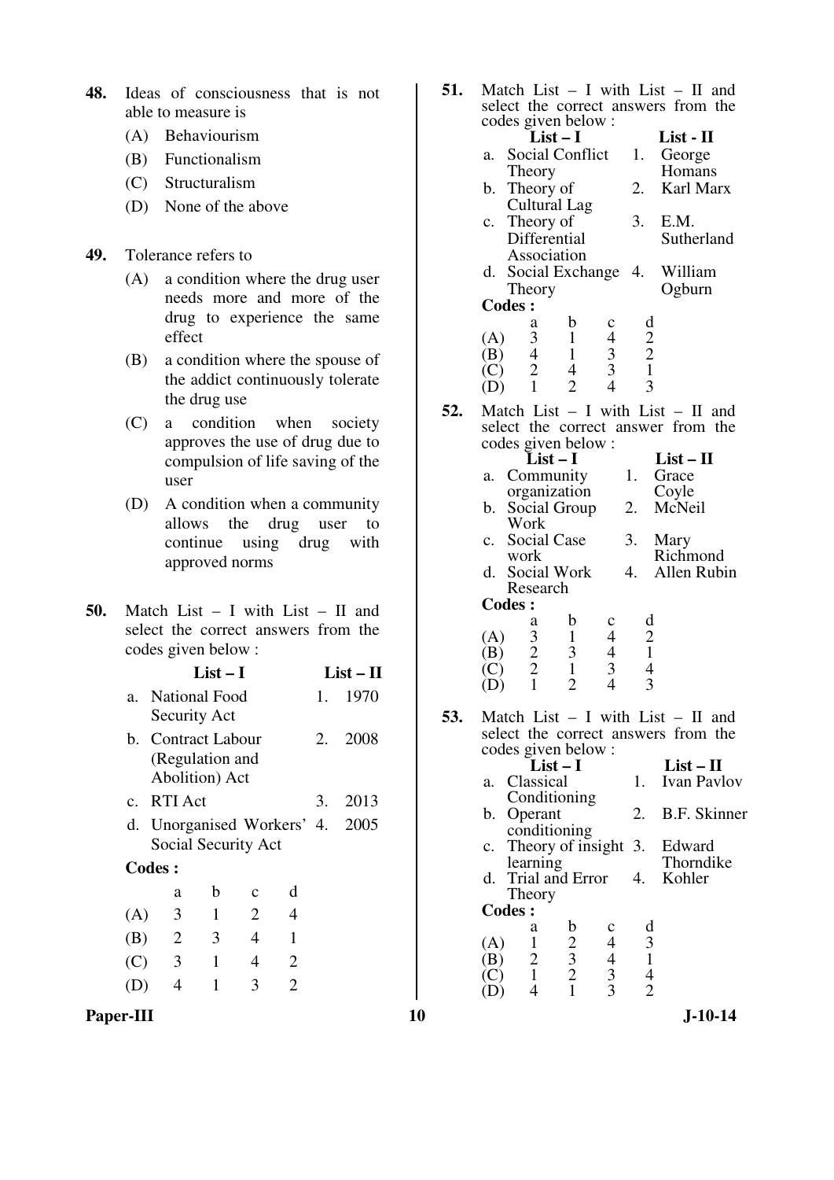**48.** Ideas of consciousness that is not able to measure is

(A) Behaviourism

(B) Functionalism

(C) Structuralism

(D) None of the above

**49.** Tolerance refers to

(A) a condition where the drug user needs more and more of the drug to experience the same effect

(B) a condition where the spouse of the addict continuously tolerate the drug use

(C) a condition when society approves the use of drug due to compulsion of life saving of the user

(D) A condition when a community allows the drug user to continue using drug with approved norms

**50.** Match List – I with List – II and select the correct answers from the codes given below :

| | List – I | | List – II |
|---|---|---|---|
| a. | National Food Security Act | 1. | 1970 |
| b. | Contract Labour (Regulation and Abolition) Act | 2. | 2008 |
| c. | RTI Act | 3. | 2013 |
| d. | Unorganised Workers' Social Security Act | 4. | 2005 |

**Codes :**

| | a | b | c | d |
|---|---|---|---|---|
| (A) | 3 | 1 | 2 | 4 |
| (B) | 2 | 3 | 4 | 1 |
| (C) | 3 | 1 | 4 | 2 |
| (D) | 4 | 1 | 3 | 2 |

**51.** Match List – I with List – II and select the correct answers from the codes given below :

| | List – I | | List - II |
|---|---|---|---|
| a. | Social Conflict Theory | 1. | George Homans |
| b. | Theory of Cultural Lag | 2. | Karl Marx |
| c. | Theory of Differential Association | 3. | E.M. Sutherland |
| d. | Social Exchange Theory | 4. | William Ogburn |

**Codes :**

| | a | b | c | d |
|---|---|---|---|---|
| (A) | 3 | 1 | 4 | 2 |
| (B) | 4 | 1 | 3 | 2 |
| (C) | 2 | 4 | 3 | 1 |
| (D) | 1 | 2 | 4 | 3 |

**52.** Match List – I with List – II and select the correct answer from the codes given below :

| | List – I | | List – II |
|---|---|---|---|
| a. | Community organization | 1. | Grace Coyle |
| b. | Social Group Work | 2. | McNeil |
| c. | Social Case work | 3. | Mary Richmond |
| d. | Social Work Research | 4. | Allen Rubin |

**Codes :**

| | a | b | c | d |
|---|---|---|---|---|
| (A) | 3 | 1 | 4 | 2 |
| (B) | 2 | 3 | 4 | 1 |
| (C) | 2 | 1 | 3 | 4 |
| (D) | 1 | 2 | 4 | 3 |

**53.** Match List – I with List – II and select the correct answers from the codes given below :

| | List – I | | List – II |
|---|---|---|---|
| a. | Classical Conditioning | 1. | Ivan Pavlov |
| b. | Operant conditioning | 2. | B.F. Skinner |
| c. | Theory of insight learning | 3. | Edward Thorndike |
| d. | Trial and Error Theory | 4. | Kohler |

**Codes :**

| | a | b | c | d |
|---|---|---|---|---|
| (A) | 1 | 2 | 4 | 3 |
| (B) | 2 | 3 | 4 | 1 |
| (C) | 1 | 2 | 3 | 4 |
| (D) | 4 | 1 | 3 | 2 |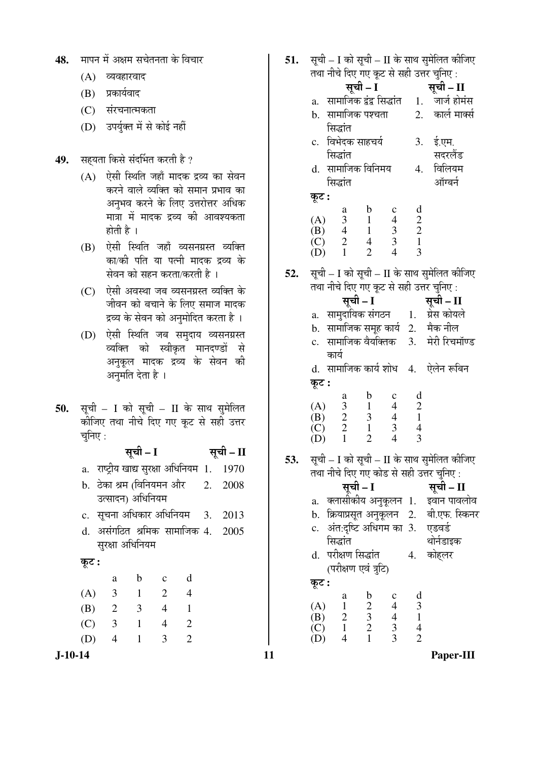48. मापन में अक्षम सचेतनता के विचार

(A) व्यवहारवाद

(B) प्रकार्यवाद

(C) संरचनात्मकता

(D) उपर्युक्त में से कोई नहीं

49. सह्यता किसे संदर्भित करती है ?

(A) ऐसी स्थिति जहाँ मादक द्रव्य का सेवन करने वाले व्यक्ति को समान प्रभाव का अनुभव करने के लिए उत्तरोत्तर अधिक मात्रा में मादक द्रव्य की आवश्यकता होती है ।

(B) ऐसी स्थिति जहाँ व्यसनग्रस्त व्यक्ति का/की पति या पत्नी मादक द्रव्य के सेवन को सहन करता/करती है ।

(C) ऐसी अवस्था जब व्यसनग्रस्त व्यक्ति के जीवन को बचाने के लिए समाज मादक द्रव्य के सेवन को अनुमोदित करता है ।

(D) ऐसी स्थिति जब समुदाय व्यसनग्रस्त व्यक्ति को स्वीकृत मानदण्डों से अनुकूल मादक द्रव्य के सेवन की अनुमति देता है ।

50. सूची – I को सूची – II के साथ सुमेलित कीजिए तथा नीचे दिए गए कूट से सही उत्तर चुनिए :

| | सूची – I | | सूची – II |
|---|---|---|---|
| a. | राष्ट्रीय खाद्य सुरक्षा अधिनियम | 1. | 1970 |
| b. | ठेका श्रम (विनियमन और उत्सादन) अधिनियम | 2. | 2008 |
| c. | सूचना अधिकार अधिनियम | 3. | 2013 |
| d. | असंगठित श्रमिक सामाजिक सुरक्षा अधिनियम | 4. | 2005 |

**कूट :**

| | a | b | c | d |
|---|---|---|---|---|
| (A) | 3 | 1 | 2 | 4 |
| (B) | 2 | 3 | 4 | 1 |
| (C) | 3 | 1 | 4 | 2 |
| (D) | 4 | 1 | 3 | 2 |

51. सूची – I को सूची – II के साथ सुमेलित कीजिए तथा नीचे दिए गए कूट से सही उत्तर चुनिए :

| | सूची – I | | सूची – II |
|---|---|---|---|
| a. | सामाजिक द्वंद्व सिद्धांत | 1. | जार्ज होमंस |
| b. | सामाजिक पश्चता सिद्धांत | 2. | कार्ल मार्क्स |
| c. | विभेदक साहचर्य सिद्धांत | 3. | ई.एम. सदरलैंड |
| d. | सामाजिक विनिमय सिद्धांत | 4. | विलियम ऑग्बर्न |

**कूट :**

| | a | b | c | d |
|---|---|---|---|---|
| (A) | 3 | 1 | 4 | 2 |
| (B) | 4 | 1 | 3 | 2 |
| (C) | 2 | 4 | 3 | 1 |
| (D) | 1 | 2 | 4 | 3 |

52. सूची – I को सूची – II के साथ सुमेलित कीजिए तथा नीचे दिए गए कूट से सही उत्तर चुनिए :

| | सूची – I | | सूची – II |
|---|---|---|---|
| a. | सामुदायिक संगठन | 1. | ग्रेस कोयले |
| b. | सामाजिक समूह कार्य | 2. | मैक नील |
| c. | सामाजिक वैयक्तिक कार्य | 3. | मेरी रिचमॉण्ड |
| d. | सामाजिक कार्य शोध | 4. | ऐलेन रूबिन |

**कूट :**

| | a | b | c | d |
|---|---|---|---|---|
| (A) | 3 | 1 | 4 | 2 |
| (B) | 2 | 3 | 4 | 1 |
| (C) | 2 | 1 | 3 | 4 |
| (D) | 1 | 2 | 4 | 3 |

53. सूची – I को सूची – II के साथ सुमेलित कीजिए तथा नीचे दिए गए कोड से सही उत्तर चुनिए :

| | सूची – I | | सूची – II |
|---|---|---|---|
| a. | क्लासीकीय अनुकूलन | 1. | इवान पावलोव |
| b. | क्रियाप्रसूत अनुकूलन | 2. | बी.एफ. स्किनर |
| c. | अंत:दृष्टि अधिगम का सिद्धांत | 3. | एडवर्ड थोर्नडाइक |
| d. | परीक्षण सिद्धांत (परीक्षण एवं त्रुटि) | 4. | कोह्लर |

**कूट :**

| | a | b | c | d |
|---|---|---|---|---|
| (A) | 1 | 2 | 4 | 3 |
| (B) | 2 | 3 | 4 | 1 |
| (C) | 1 | 2 | 3 | 4 |
| (D) | 4 | 1 | 3 | 2 |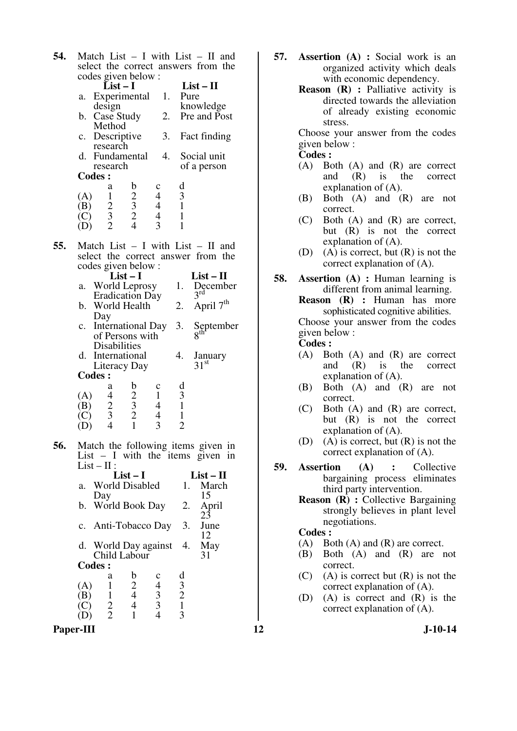**54.** Match List – I with List – II and select the correct answers from the codes given below :

| List – I | List – II |
|---|---|
| a. Experimental design | 1. Pure knowledge |
| b. Case Study Method | 2. Pre and Post |
| c. Descriptive research | 3. Fact finding |
| d. Fundamental research | 4. Social unit of a person |

**Codes :**

| | a | b | c | d |
|---|---|---|---|---|
| (A) | 1 | 2 | 4 | 3 |
| (B) | 2 | 3 | 4 | 1 |
| (C) | 3 | 2 | 4 | 1 |
| (D) | 2 | 4 | 3 | 1 |

**55.** Match List – I with List – II and select the correct answer from the codes given below :

| List – I | List – II |
|---|---|
| a. World Leprosy Eradication Day | 1. December 3rd |
| b. World Health Day | 2. April 7th |
| c. International Day of Persons with Disabilities | 3. September 8th |
| d. International Literacy Day | 4. January 31st |

**Codes :**

| | a | b | c | d |
|---|---|---|---|---|
| (A) | 4 | 2 | 1 | 3 |
| (B) | 2 | 3 | 4 | 1 |
| (C) | 3 | 2 | 4 | 1 |
| (D) | 4 | 1 | 3 | 2 |

**56.** Match the following items given in List – I with the items given in List – II :

| List – I | List – II |
|---|---|
| a. World Disabled Day | 1. March 15 |
| b. World Book Day | 2. April 23 |
| c. Anti-Tobacco Day | 3. June 12 |
| d. World Day against Child Labour | 4. May 31 |

**Codes :**

| | a | b | c | d |
|---|---|---|---|---|
| (A) | 1 | 2 | 4 | 3 |
| (B) | 1 | 4 | 3 | 2 |
| (C) | 2 | 4 | 3 | 1 |
| (D) | 2 | 1 | 4 | 3 |

**57.** **Assertion (A) :** Social work is an organized activity which deals with economic dependency.

**Reason (R) :** Palliative activity is directed towards the alleviation of already existing economic stress.

Choose your answer from the codes given below :

**Codes :**

(A) Both (A) and (R) are correct and (R) is the correct explanation of (A).

(B) Both (A) and (R) are not correct.

(C) Both (A) and (R) are correct, but (R) is not the correct explanation of (A).

(D) (A) is correct, but (R) is not the correct explanation of (A).

**58.** **Assertion (A) :** Human learning is different from animal learning.

**Reason (R) :** Human has more sophisticated cognitive abilities.

Choose your answer from the codes given below :

**Codes :**

(A) Both (A) and (R) are correct and (R) is the correct explanation of (A).

(B) Both (A) and (R) are not correct.

(C) Both (A) and (R) are correct, but (R) is not the correct explanation of (A).

(D) (A) is correct, but (R) is not the correct explanation of (A).

**59.** **Assertion (A) :** Collective bargaining process eliminates third party intervention.

**Reason (R) :** Collective Bargaining strongly believes in plant level negotiations.

**Codes :**

(A) Both (A) and (R) are correct.

(B) Both (A) and (R) are not correct.

(C) (A) is correct but (R) is not the correct explanation of (A).

(D) (A) is correct and (R) is the correct explanation of (A).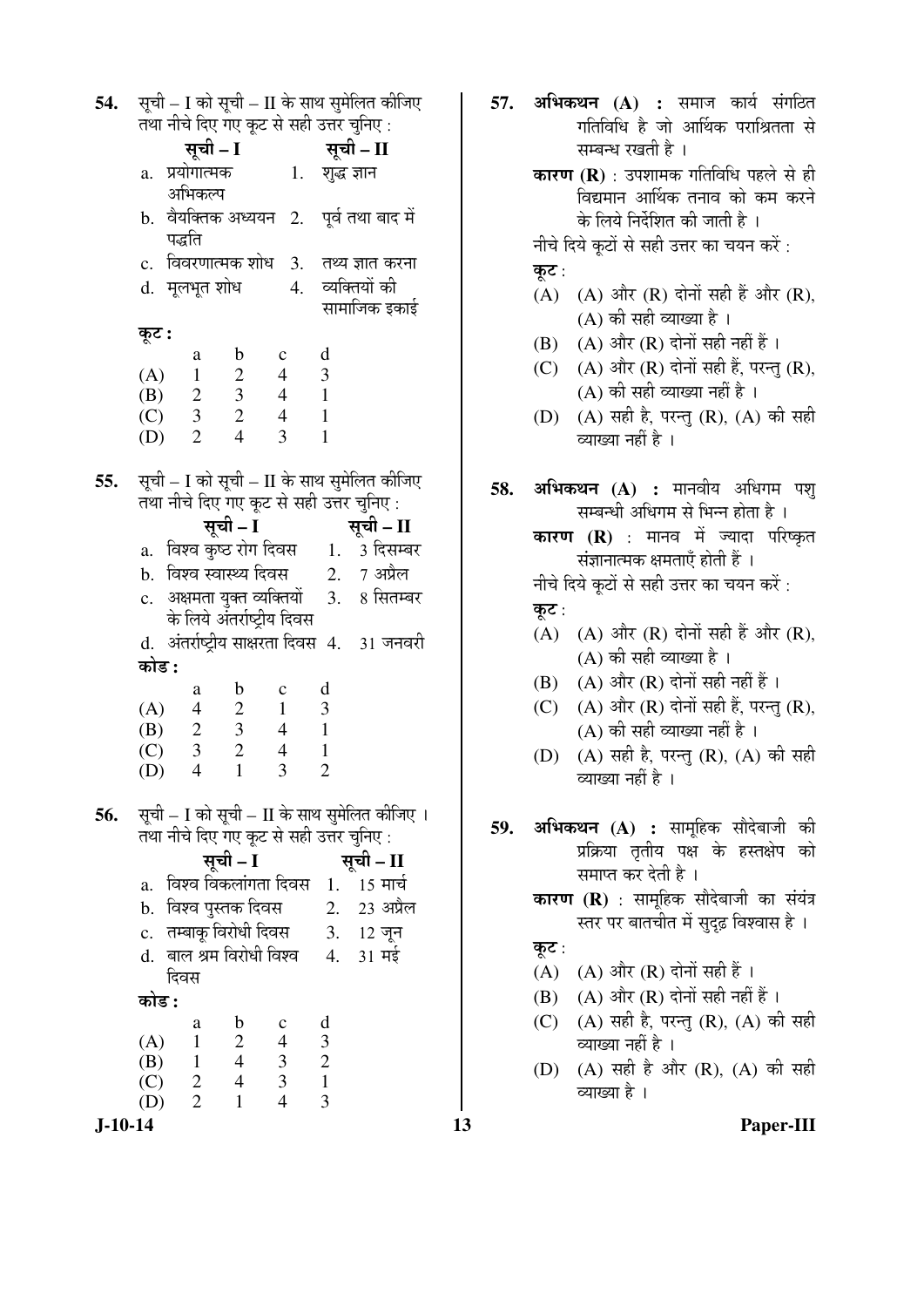54. सूची – I को सूची – II के साथ सुमेलित कीजिए तथा नीचे दिए गए कूट से सही उत्तर चुनिए :

| सूची – I | सूची – II |
|---|---|
| a. प्रयोगात्मक अभिकल्प | 1. शुद्ध ज्ञान |
| b. वैयक्तिक अध्ययन पद्धति | 2. पूर्व तथा बाद में |
| c. विवरणात्मक शोध | 3. तथ्य ज्ञात करना |
| d. मूलभूत शोध | 4. व्यक्तियों की सामाजिक इकाई |

कूट :

| | a | b | c | d |
|---|---|---|---|---|
| (A) | 1 | 2 | 4 | 3 |
| (B) | 2 | 3 | 4 | 1 |
| (C) | 3 | 2 | 4 | 1 |
| (D) | 2 | 4 | 3 | 1 |

55. सूची – I को सूची – II के साथ सुमेलित कीजिए तथा नीचे दिए गए कूट से सही उत्तर चुनिए :

| सूची – I | सूची – II |
|---|---|
| a. विश्व कुष्ठ रोग दिवस | 1. 3 दिसम्बर |
| b. विश्व स्वास्थ्य दिवस | 2. 7 अप्रैल |
| c. अक्षमता युक्त व्यक्तियों के लिये अंतर्राष्ट्रीय दिवस | 3. 8 सितम्बर |
| d. अंतर्राष्ट्रीय साक्षरता दिवस | 4. 31 जनवरी |

कोड :

| | a | b | c | d |
|---|---|---|---|---|
| (A) | 4 | 2 | 1 | 3 |
| (B) | 2 | 3 | 4 | 1 |
| (C) | 3 | 2 | 4 | 1 |
| (D) | 4 | 1 | 3 | 2 |

56. सूची – I को सूची – II के साथ सुमेलित कीजिए । तथा नीचे दिए गए कूट से सही उत्तर चुनिए :

| सूची – I | सूची – II |
|---|---|
| a. विश्व विकलांगता दिवस | 1. 15 मार्च |
| b. विश्व पुस्तक दिवस | 2. 23 अप्रैल |
| c. तम्बाकू विरोधी दिवस | 3. 12 जून |
| d. बाल श्रम विरोधी विश्व दिवस | 4. 31 मई |

कोड :

| | a | b | c | d |
|---|---|---|---|---|
| (A) | 1 | 2 | 4 | 3 |
| (B) | 1 | 4 | 3 | 2 |
| (C) | 2 | 4 | 3 | 1 |
| (D) | 2 | 1 | 4 | 3 |

57. **अभिकथन (A) :** समाज कार्य संगठित गतिविधि है जो आर्थिक पराश्रितता से सम्बन्ध रखती है ।

**कारण (R)** : उपशामक गतिविधि पहले से ही विद्यमान आर्थिक तनाव को कम करने के लिये निर्देशित की जाती है ।

नीचे दिये कूटों से सही उत्तर का चयन करें :

कूट :

(A) (A) और (R) दोनों सही हैं और (R), (A) की सही व्याख्या है ।

(B) (A) और (R) दोनों सही नहीं हैं ।

(C) (A) और (R) दोनों सही हैं, परन्तु (R), (A) की सही व्याख्या नहीं है ।

(D) (A) सही है, परन्तु (R), (A) की सही व्याख्या नहीं है ।

58. **अभिकथन (A) :** मानवीय अधिगम पशु सम्बन्धी अधिगम से भिन्न होता है ।

**कारण (R)** : मानव में ज्यादा परिष्कृत संज्ञानात्मक क्षमताएँ होती हैं ।

नीचे दिये कूटों से सही उत्तर का चयन करें :

कूट :

(A) (A) और (R) दोनों सही हैं और (R), (A) की सही व्याख्या है ।

(B) (A) और (R) दोनों सही नहीं हैं ।

(C) (A) और (R) दोनों सही हैं, परन्तु (R), (A) की सही व्याख्या नहीं है ।

(D) (A) सही है, परन्तु (R), (A) की सही व्याख्या नहीं है ।

59. **अभिकथन (A) :** सामूहिक सौदेबाजी की प्रक्रिया तृतीय पक्ष के हस्तक्षेप को समाप्त कर देती है ।

**कारण (R)** : सामूहिक सौदेबाजी का संयंत्र स्तर पर बातचीत में सुदृढ़ विश्वास है ।

कूट :

(A) (A) और (R) दोनों सही हैं ।

(B) (A) और (R) दोनों सही नहीं हैं ।

(C) (A) सही है, परन्तु (R), (A) की सही व्याख्या नहीं है ।

(D) (A) सही है और (R), (A) की सही व्याख्या है ।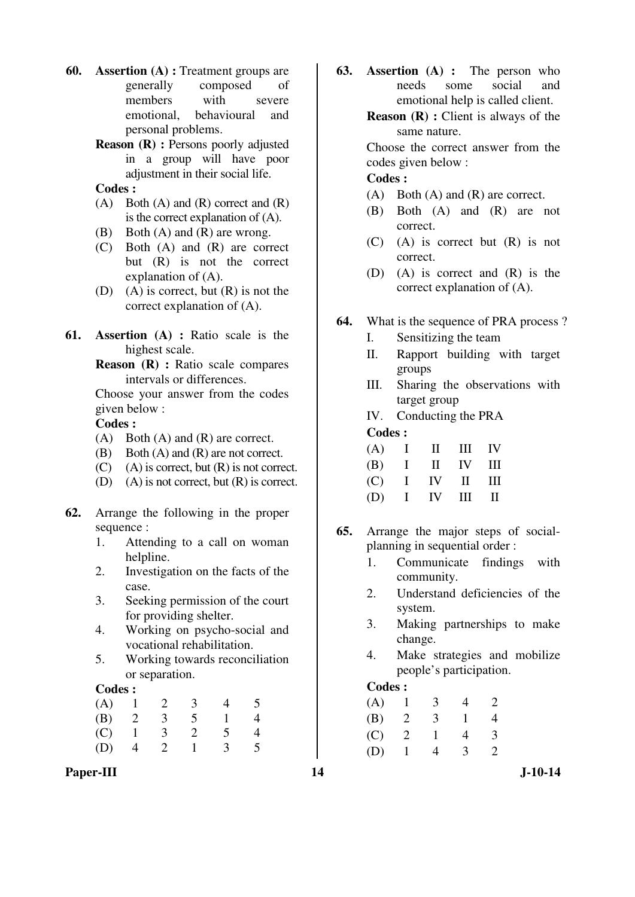**60.** **Assertion (A) :** Treatment groups are generally composed of members with severe emotional, behavioural and personal problems.

**Reason (R) :** Persons poorly adjusted in a group will have poor adjustment in their social life.

**Codes :**

(A) Both (A) and (R) correct and (R) is the correct explanation of (A).

(B) Both (A) and (R) are wrong.

(C) Both (A) and (R) are correct but (R) is not the correct explanation of (A).

(D) (A) is correct, but (R) is not the correct explanation of (A).

**61.** **Assertion (A) :** Ratio scale is the highest scale.

**Reason (R) :** Ratio scale compares intervals or differences.

Choose your answer from the codes given below :

**Codes :**

(A) Both (A) and (R) are correct.

(B) Both (A) and (R) are not correct.

(C) (A) is correct, but (R) is not correct.

(D) (A) is not correct, but (R) is correct.

**62.** Arrange the following in the proper sequence :

1. Attending to a call on woman helpline.
2. Investigation on the facts of the case.
3. Seeking permission of the court for providing shelter.
4. Working on psycho-social and vocational rehabilitation.
5. Working towards reconciliation or separation.

**Codes :**

| | | | | | |
|---|---|---|---|---|---|
| (A) | 1 | 2 | 3 | 4 | 5 |
| (B) | 2 | 3 | 5 | 1 | 4 |
| (C) | 1 | 3 | 2 | 5 | 4 |
| (D) | 4 | 2 | 1 | 3 | 5 |

**63.** **Assertion (A) :** The person who needs some social and emotional help is called client.

**Reason (R) :** Client is always of the same nature.

Choose the correct answer from the codes given below :

**Codes :**

(A) Both (A) and (R) are correct.

(B) Both (A) and (R) are not correct.

(C) (A) is correct but (R) is not correct.

(D) (A) is correct and (R) is the correct explanation of (A).

**64.** What is the sequence of PRA process ?

I. Sensitizing the team

II. Rapport building with target groups

III. Sharing the observations with target group

IV. Conducting the PRA

**Codes :**

| | | | | |
|---|---|---|---|---|
| (A) | I | II | III | IV |
| (B) | I | II | IV | III |
| (C) | I | IV | II | III |
| (D) | I | IV | III | II |

**65.** Arrange the major steps of social-planning in sequential order :

1. Communicate findings with community.
2. Understand deficiencies of the system.
3. Making partnerships to make change.
4. Make strategies and mobilize people's participation.

**Codes :**

| | | | | |
|---|---|---|---|---|
| (A) | 1 | 3 | 4 | 2 |
| (B) | 2 | 3 | 1 | 4 |
| (C) | 2 | 1 | 4 | 3 |
| (D) | 1 | 4 | 3 | 2 |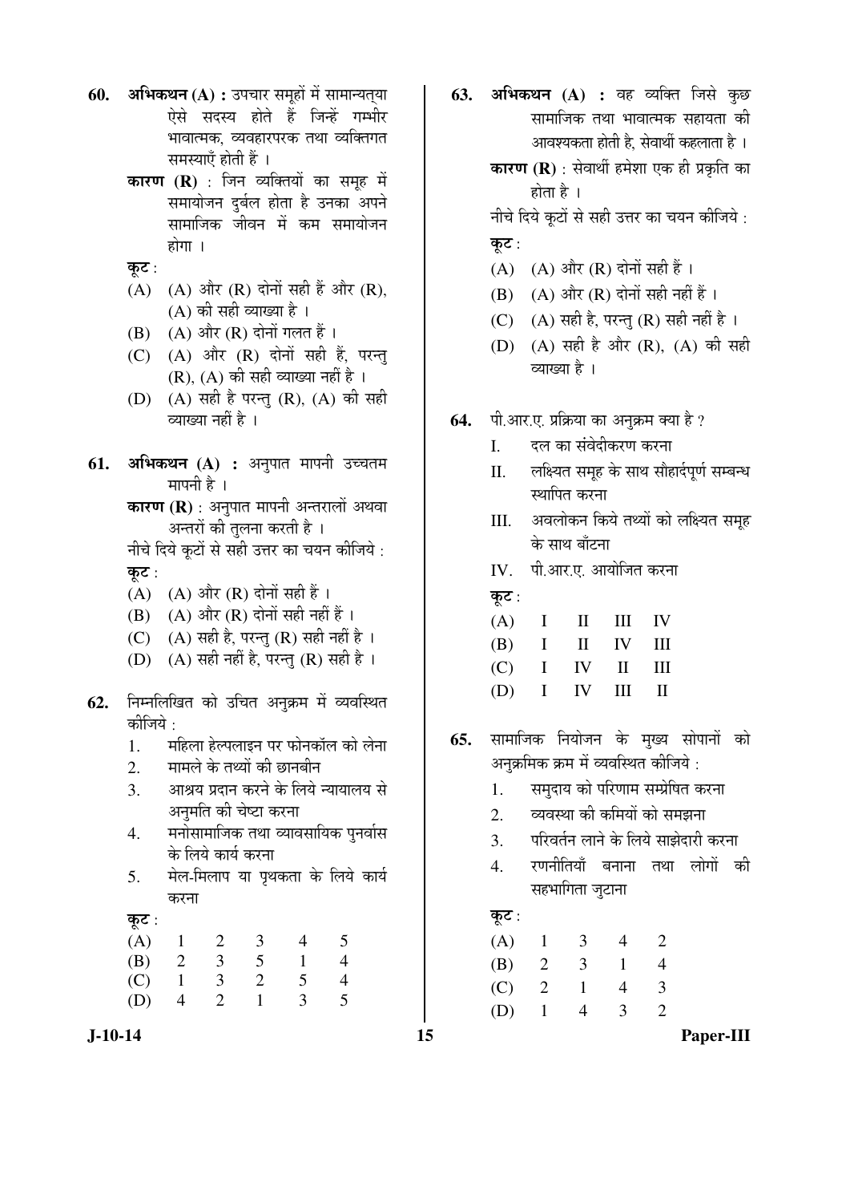**60.** **अभिकथन (A) :** उपचार समूहों में सामान्यतया ऐसे सदस्य होते हैं जिन्हें गम्भीर भावात्मक, व्यवहारपरक तथा व्यक्तिगत समस्याएँ होती हैं ।

**कारण (R)** : जिन व्यक्तियों का समूह में समायोजन दुर्बल होता है उनका अपने सामाजिक जीवन में कम समायोजन होगा ।

**कूट** :

(A) (A) और (R) दोनों सही हैं और (R), (A) की सही व्याख्या है ।

(B) (A) और (R) दोनों गलत हैं ।

(C) (A) और (R) दोनों सही हैं, परन्तु (R), (A) की सही व्याख्या नहीं है ।

(D) (A) सही है परन्तु (R), (A) की सही व्याख्या नहीं है ।

**61.** **अभिकथन (A) :** अनुपात मापनी उच्चतम मापनी है ।

**कारण (R)** : अनुपात मापनी अन्तरालों अथवा अन्तरों की तुलना करती है ।

नीचे दिये कूटों से सही उत्तर का चयन कीजिये :

**कूट** :

(A) (A) और (R) दोनों सही हैं ।

(B) (A) और (R) दोनों सही नहीं हैं ।

(C) (A) सही है, परन्तु (R) सही नहीं है ।

(D) (A) सही नहीं है, परन्तु (R) सही है ।

**62.** निम्नलिखित को उचित अनुक्रम में व्यवस्थित कीजिये :

1. महिला हेल्पलाइन पर फोनकॉल को लेना
2. मामले के तथ्यों की छानबीन
3. आश्रय प्रदान करने के लिये न्यायालय से अनुमति की चेष्टा करना
4. मनोसामाजिक तथा व्यावसायिक पुनर्वास के लिये कार्य करना
5. मेल-मिलाप या पृथकता के लिये कार्य करना

**कूट** :

| | | | | | |
|---|---|---|---|---|---|
| (A) | 1 | 2 | 3 | 4 | 5 |
| (B) | 2 | 3 | 5 | 1 | 4 |
| (C) | 1 | 3 | 2 | 5 | 4 |
| (D) | 4 | 2 | 1 | 3 | 5 |

**63.** **अभिकथन (A) :** वह व्यक्ति जिसे कुछ सामाजिक तथा भावात्मक सहायता की आवश्यकता होती है, सेवार्थी कहलाता है ।

**कारण (R)** : सेवार्थी हमेशा एक ही प्रकृति का होता है ।

नीचे दिये कूटों से सही उत्तर का चयन कीजिये :

**कूट** :

(A) (A) और (R) दोनों सही हैं ।

(B) (A) और (R) दोनों सही नहीं हैं ।

(C) (A) सही है, परन्तु (R) सही नहीं है ।

(D) (A) सही है और (R), (A) की सही व्याख्या है ।

**64.** पी.आर.ए. प्रक्रिया का अनुक्रम क्या है ?

I. दल का संवेदीकरण करना

II. लक्ष्यित समूह के साथ सौहार्दपूर्ण सम्बन्ध स्थापित करना

III. अवलोकन किये तथ्यों को लक्ष्यित समूह के साथ बाँटना

IV. पी.आर.ए. आयोजित करना

**कूट** :

| | | | | |
|---|---|---|---|---|
| (A) | I | II | III | IV |
| (B) | I | II | IV | III |
| (C) | I | IV | II | III |
| (D) | I | IV | III | II |

**65.** सामाजिक नियोजन के मुख्य सोपानों को अनुक्रमिक क्रम में व्यवस्थित कीजिये :

1. समुदाय को परिणाम सम्प्रेषित करना
2. व्यवस्था की कमियों को समझना
3. परिवर्तन लाने के लिये साझेदारी करना
4. रणनीतियाँ बनाना तथा लोगों की सहभागिता जुटाना

**कूट** :

| | | | | |
|---|---|---|---|---|
| (A) | 1 | 3 | 4 | 2 |
| (B) | 2 | 3 | 1 | 4 |
| (C) | 2 | 1 | 4 | 3 |
| (D) | 1 | 4 | 3 | 2 |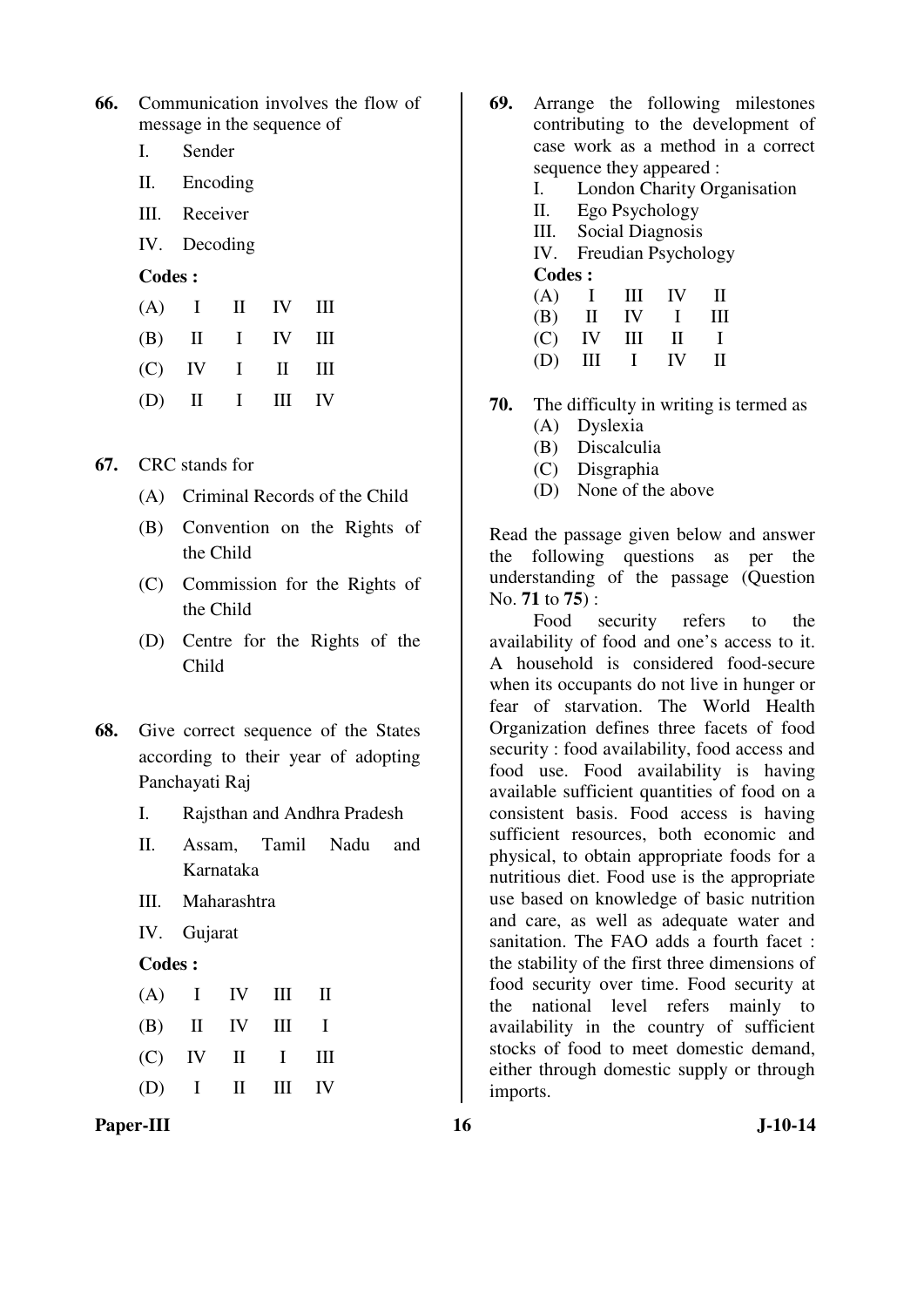**66.** Communication involves the flow of message in the sequence of

I. Sender

II. Encoding

III. Receiver

IV. Decoding

**Codes :**

| | | | | |
|---|---|---|---|---|
| (A) | I | II | IV | III |
| (B) | II | I | IV | III |
| (C) | IV | I | II | III |
| (D) | II | I | III | IV |

**67.** CRC stands for

(A) Criminal Records of the Child

(B) Convention on the Rights of the Child

(C) Commission for the Rights of the Child

(D) Centre for the Rights of the Child

**68.** Give correct sequence of the States according to their year of adopting Panchayati Raj

I. Rajsthan and Andhra Pradesh

II. Assam, Tamil Nadu and Karnataka

III. Maharashtra

IV. Gujarat

**Codes :**

| | | | | |
|---|---|---|---|---|
| (A) | I | IV | III | II |
| (B) | II | IV | III | I |
| (C) | IV | II | I | III |
| (D) | I | II | III | IV |

**69.** Arrange the following milestones contributing to the development of case work as a method in a correct sequence they appeared :

I. London Charity Organisation

II. Ego Psychology

III. Social Diagnosis

IV. Freudian Psychology

**Codes :**

| | | | | |
|---|---|---|---|---|
| (A) | I | III | IV | II |
| (B) | II | IV | I | III |
| (C) | IV | III | II | I |
| (D) | III | I | IV | II |

**70.** The difficulty in writing is termed as

(A) Dyslexia

(B) Discalculia

(C) Disgraphia

(D) None of the above

Read the passage given below and answer the following questions as per the understanding of the passage (Question No. **71** to **75**) :

Food security refers to the availability of food and one's access to it. A household is considered food-secure when its occupants do not live in hunger or fear of starvation. The World Health Organization defines three facets of food security : food availability, food access and food use. Food availability is having available sufficient quantities of food on a consistent basis. Food access is having sufficient resources, both economic and physical, to obtain appropriate foods for a nutritious diet. Food use is the appropriate use based on knowledge of basic nutrition and care, as well as adequate water and sanitation. The FAO adds a fourth facet : the stability of the first three dimensions of food security over time. Food security at the national level refers mainly to availability in the country of sufficient stocks of food to meet domestic demand, either through domestic supply or through imports.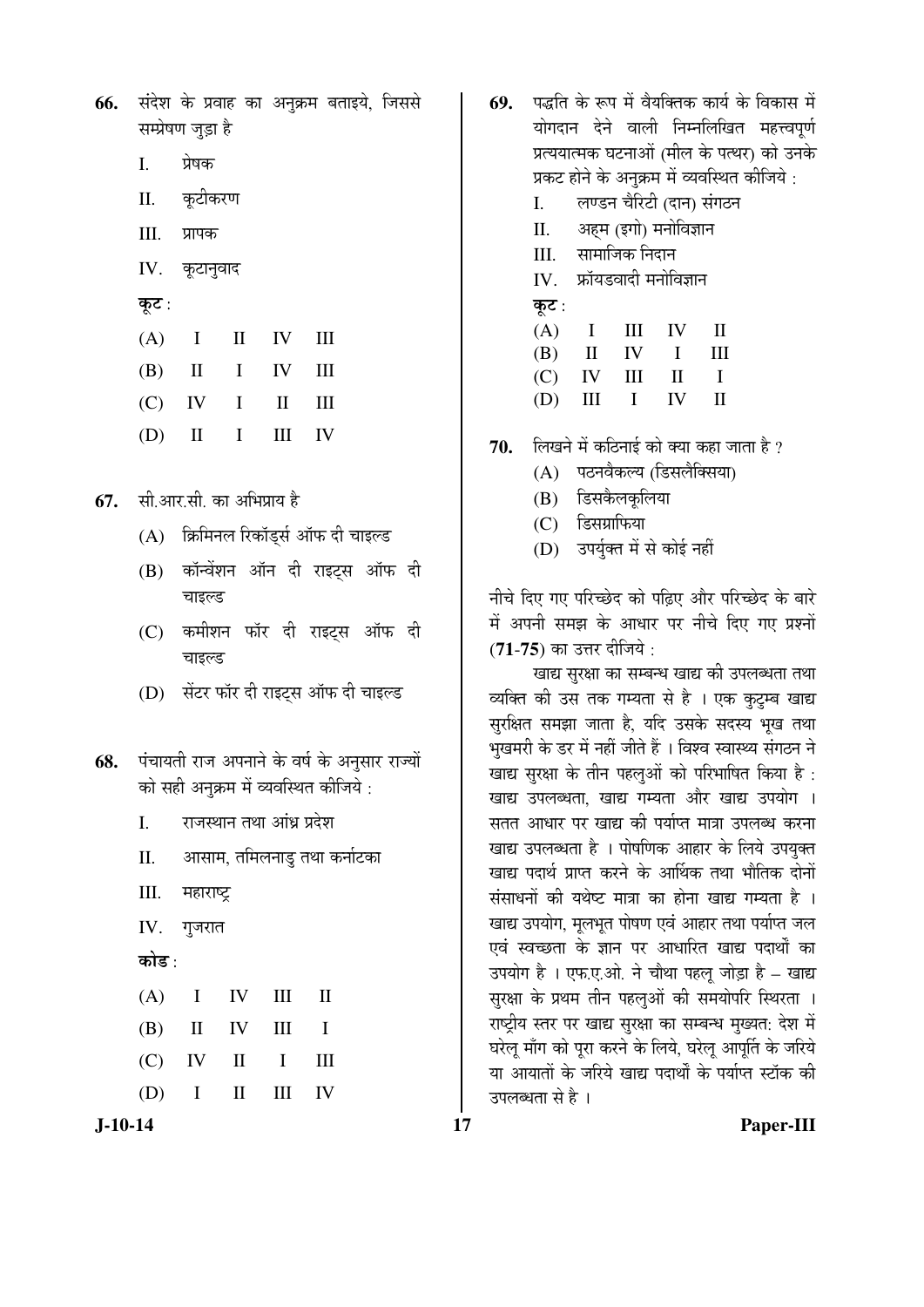66. संदेश के प्रवाह का अनुक्रम बताइये, जिससे सम्प्रेषण जुड़ा है

I. प्रेषक

II. कूटीकरण

III. प्रापक

IV. कूटानुवाद

**कूट :**

| | | | | |
|---|---|---|---|---|
| (A) | I | II | IV | III |
| (B) | II | I | IV | III |
| (C) | IV | I | II | III |
| (D) | II | I | III | IV |

67. सी.आर.सी. का अभिप्राय है

(A) क्रिमिनल रिकॉर्ड्स ऑफ दी चाइल्ड

(B) कॉन्वेंशन ऑन दी राइट्स ऑफ दी चाइल्ड

(C) कमीशन फॉर दी राइट्स ऑफ दी चाइल्ड

(D) सेंटर फॉर दी राइट्स ऑफ दी चाइल्ड

68. पंचायती राज अपनाने के वर्ष के अनुसार राज्यों को सही अनुक्रम में व्यवस्थित कीजिये :

I. राजस्थान तथा आंध्र प्रदेश

II. आसाम, तमिलनाडु तथा कर्नाटका

III. महाराष्ट्र

IV. गुजरात

**कोड :**

| | | | | |
|---|---|---|---|---|
| (A) | I | IV | III | II |
| (B) | II | IV | III | I |
| (C) | IV | II | I | III |
| (D) | I | II | III | IV |

69. पद्धति के रूप में वैयक्तिक कार्य के विकास में योगदान देने वाली निम्नलिखित महत्त्वपूर्ण प्रत्ययात्मक घटनाओं (मील के पत्थर) को उनके प्रकट होने के अनुक्रम में व्यवस्थित कीजिये :

I. लण्डन चैरिटी (दान) संगठन

II. अहम (इगो) मनोविज्ञान

III. सामाजिक निदान

IV. फ्रॉयडवादी मनोविज्ञान

**कूट :**

| | | | | |
|---|---|---|---|---|
| (A) | I | III | IV | II |
| (B) | II | IV | I | III |
| (C) | IV | III | II | I |
| (D) | III | I | IV | II |

70. लिखने में कठिनाई को क्या कहा जाता है ?

(A) पठनवैकल्य (डिसलैक्सिया)

(B) डिसकैलकुलिया

(C) डिसग्राफिया

(D) उपर्युक्त में से कोई नहीं

नीचे दिए गए परिच्छेद को पढ़िए और परिच्छेद के बारे में अपनी समझ के आधार पर नीचे दिए गए प्रश्नों (**71-75**) का उत्तर दीजिये :

खाद्य सुरक्षा का सम्बन्ध खाद्य की उपलब्धता तथा व्यक्ति की उस तक गम्यता से है । एक कुटुम्ब खाद्य सुरक्षित समझा जाता है, यदि उसके सदस्य भूख तथा भुखमरी के डर में नहीं जीते हैं । विश्व स्वास्थ्य संगठन ने खाद्य सुरक्षा के तीन पहलुओं को परिभाषित किया है : खाद्य उपलब्धता, खाद्य गम्यता और खाद्य उपयोग । सतत आधार पर खाद्य की पर्याप्त मात्रा उपलब्ध करना खाद्य उपलब्धता है । पोषणिक आहार के लिये उपयुक्त खाद्य पदार्थ प्राप्त करने के आर्थिक तथा भौतिक दोनों संसाधनों की यथेष्ट मात्रा का होना खाद्य गम्यता है । खाद्य उपयोग, मूलभूत पोषण एवं आहार तथा पर्याप्त जल एवं स्वच्छता के ज्ञान पर आधारित खाद्य पदार्थों का उपयोग है । एफ.ए.ओ. ने चौथा पहलू जोड़ा है – खाद्य सुरक्षा के प्रथम तीन पहलुओं की समयोपरि स्थिरता । राष्ट्रीय स्तर पर खाद्य सुरक्षा का सम्बन्ध मुख्यत: देश में घरेलू माँग को पूरा करने के लिये, घरेलू आपूर्ति के जरिये या आयातों के जरिये खाद्य पदार्थों के पर्याप्त स्टॉक की उपलब्धता से है ।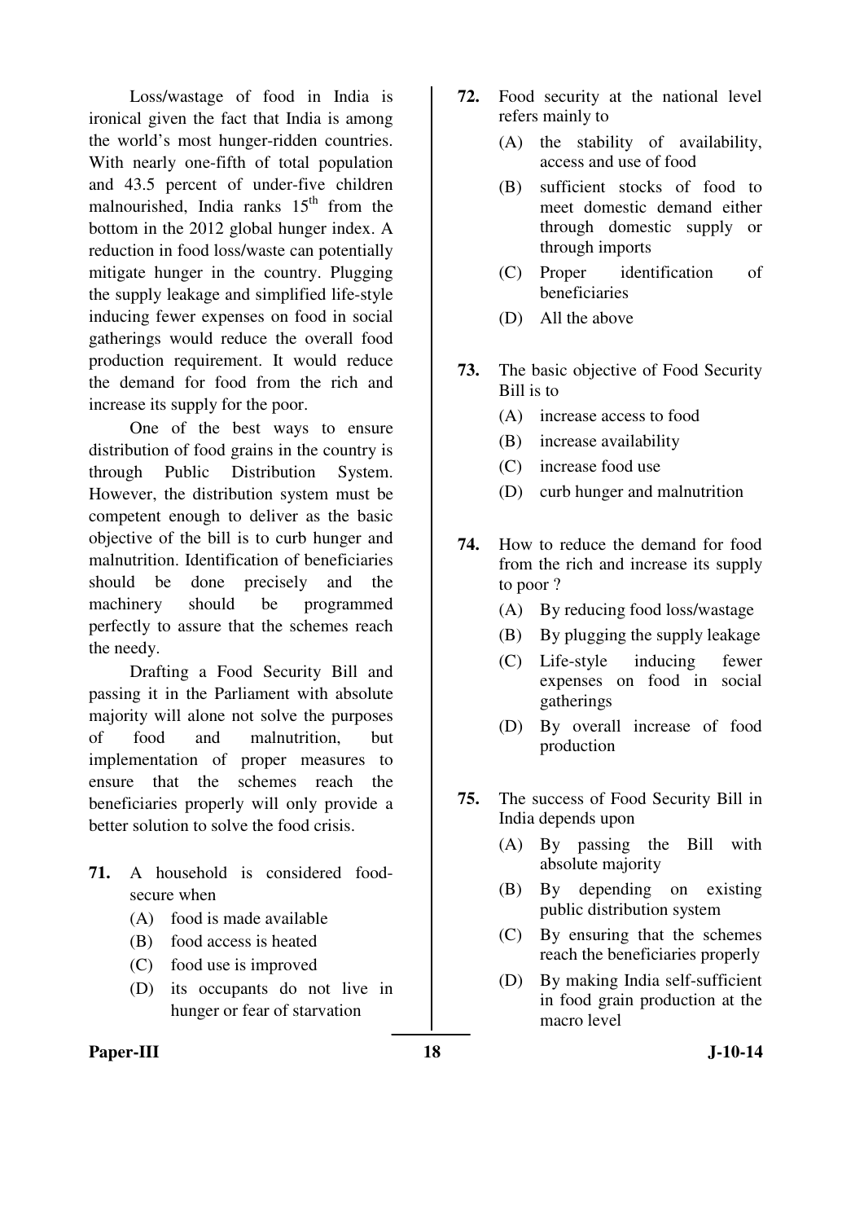Loss/wastage of food in India is ironical given the fact that India is among the world's most hunger-ridden countries. With nearly one-fifth of total population and 43.5 percent of under-five children malnourished, India ranks 15th from the bottom in the 2012 global hunger index. A reduction in food loss/waste can potentially mitigate hunger in the country. Plugging the supply leakage and simplified life-style inducing fewer expenses on food in social gatherings would reduce the overall food production requirement. It would reduce the demand for food from the rich and increase its supply for the poor.

One of the best ways to ensure distribution of food grains in the country is through Public Distribution System. However, the distribution system must be competent enough to deliver as the basic objective of the bill is to curb hunger and malnutrition. Identification of beneficiaries should be done precisely and the machinery should be programmed perfectly to assure that the schemes reach the needy.

Drafting a Food Security Bill and passing it in the Parliament with absolute majority will alone not solve the purposes of food and malnutrition, but implementation of proper measures to ensure that the schemes reach the beneficiaries properly will only provide a better solution to solve the food crisis.

**71.** A household is considered food-secure when

(A) food is made available

(B) food access is heated

(C) food use is improved

(D) its occupants do not live in hunger or fear of starvation

**72.** Food security at the national level refers mainly to

(A) the stability of availability, access and use of food

(B) sufficient stocks of food to meet domestic demand either through domestic supply or through imports

(C) Proper identification of beneficiaries

(D) All the above

**73.** The basic objective of Food Security Bill is to

(A) increase access to food

(B) increase availability

(C) increase food use

(D) curb hunger and malnutrition

**74.** How to reduce the demand for food from the rich and increase its supply to poor ?

(A) By reducing food loss/wastage

(B) By plugging the supply leakage

(C) Life-style inducing fewer expenses on food in social gatherings

(D) By overall increase of food production

**75.** The success of Food Security Bill in India depends upon

(A) By passing the Bill with absolute majority

(B) By depending on existing public distribution system

(C) By ensuring that the schemes reach the beneficiaries properly

(D) By making India self-sufficient in food grain production at the macro level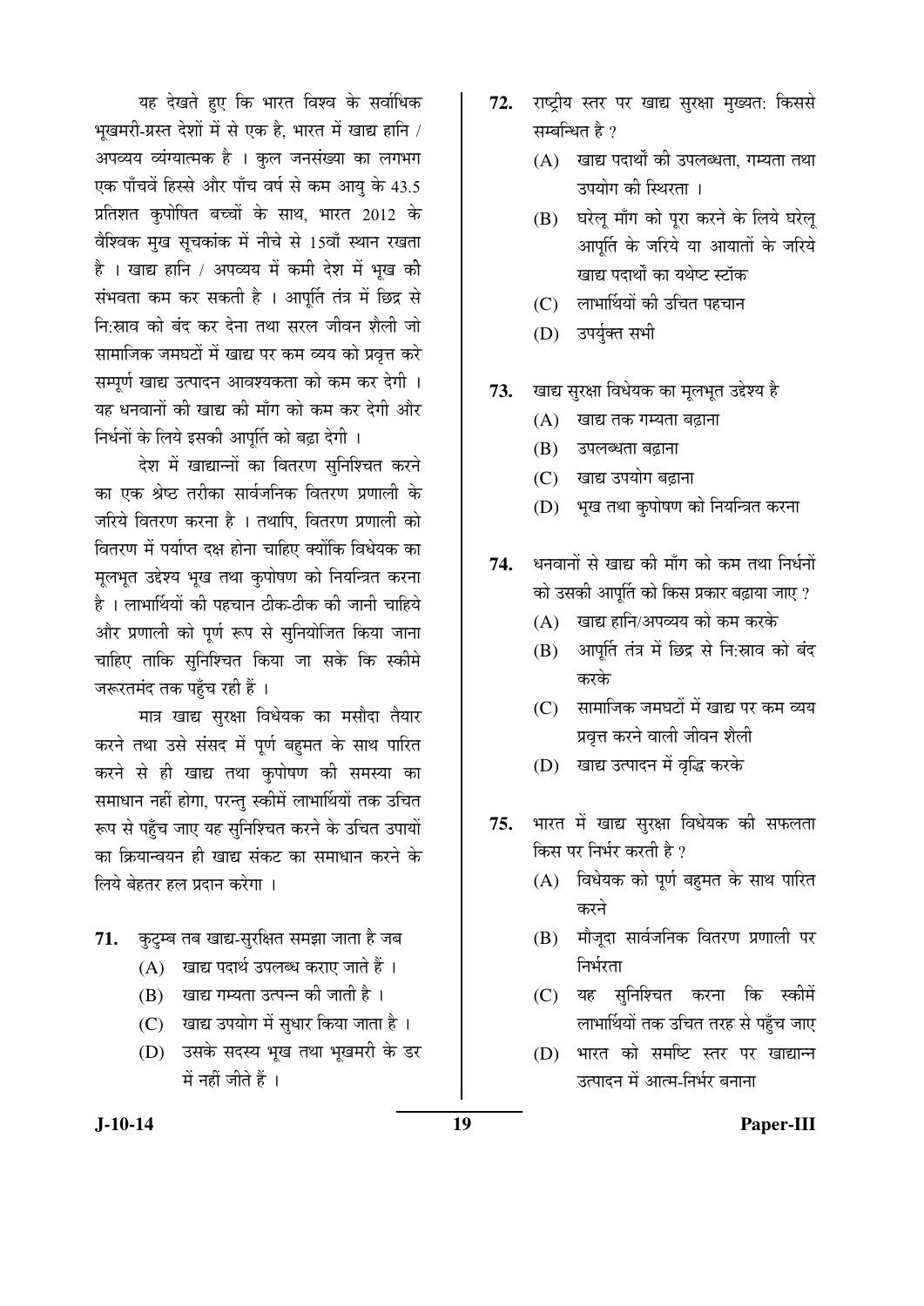यह देखते हुए कि भारत विश्व के सर्वाधिक भूखमरी-ग्रस्त देशों में से एक है, भारत में खाद्य हानि / अपव्यय व्यंग्यात्मक है । कुल जनसंख्या का लगभग एक पाँचवें हिस्से और पाँच वर्ष से कम आयु के 43.5 प्रतिशत कुपोषित बच्चों के साथ, भारत 2012 के वैश्विक मुख सूचकांक में नीचे से 15वाँ स्थान रखता है । खाद्य हानि / अपव्यय में कमी देश में भूख की संभवता कम कर सकती है । आपूर्ति तंत्र में छिद्र से नि:स्राव को बंद कर देना तथा सरल जीवन शैली जो सामाजिक जमघटों में खाद्य पर कम व्यय को प्रवृत्त करे सम्पूर्ण खाद्य उत्पादन आवश्यकता को कम कर देगी । यह धनवानों की खाद्य की माँग को कम कर देगी और निर्धनों के लिये इसकी आपूर्ति को बढ़ा देगी ।

देश में खाद्यान्नों का वितरण सुनिश्चित करने का एक श्रेष्ठ तरीका सार्वजनिक वितरण प्रणाली के जरिये वितरण करना है । तथापि, वितरण प्रणाली को वितरण में पर्याप्त दक्ष होना चाहिए क्योंकि विधेयक का मूलभूत उद्देश्य भूख तथा कुपोषण को नियन्त्रित करना है । लाभार्थियों की पहचान ठीक-ठीक की जानी चाहिये और प्रणाली को पूर्ण रूप से सुनियोजित किया जाना चाहिए ताकि सुनिश्चित किया जा सके कि स्कीमे जरूरतमंद तक पहुँच रही हैं ।

मात्र खाद्य सुरक्षा विधेयक का मसौदा तैयार करने तथा उसे संसद में पूर्ण बहुमत के साथ पारित करने से ही खाद्य तथा कुपोषण की समस्या का समाधान नहीं होगा, परन्तु स्कीमें लाभार्थियों तक उचित रूप से पहुँच जाए यह सुनिश्चित करने के उचित उपायों का क्रियान्वयन ही खाद्य संकट का समाधान करने के लिये बेहतर हल प्रदान करेगा ।

**71.** कुटुम्ब तब खाद्य-सुरक्षित समझा जाता है जब

(A) खाद्य पदार्थ उपलब्ध कराए जाते हैं ।

(B) खाद्य गम्यता उत्पन्न की जाती है ।

(C) खाद्य उपयोग में सुधार किया जाता है ।

(D) उसके सदस्य भूख तथा भूखमरी के डर में नहीं जीते हैं ।

**72.** राष्ट्रीय स्तर पर खाद्य सुरक्षा मुख्यत: किससे सम्बन्धित है ?

(A) खाद्य पदार्थों की उपलब्धता, गम्यता तथा उपयोग की स्थिरता ।

(B) घरेलू माँग को पूरा करने के लिये घरेलू आपूर्ति के जरिये या आयातों के जरिये खाद्य पदार्थों का यथेष्ट स्टॉक

(C) लाभार्थियों की उचित पहचान

(D) उपर्युक्त सभी

**73.** खाद्य सुरक्षा विधेयक का मूलभूत उद्देश्य है

(A) खाद्य तक गम्यता बढ़ाना

(B) उपलब्धता बढ़ाना

(C) खाद्य उपयोग बढ़ाना

(D) भूख तथा कुपोषण को नियन्त्रित करना

**74.** धनवानों से खाद्य की माँग को कम तथा निर्धनों को उसकी आपूर्ति को किस प्रकार बढ़ाया जाए ?

(A) खाद्य हानि/अपव्यय को कम करके

(B) आपूर्ति तंत्र में छिद्र से नि:स्राव को बंद करके

(C) सामाजिक जमघटों में खाद्य पर कम व्यय प्रवृत्त करने वाली जीवन शैली

(D) खाद्य उत्पादन में वृद्धि करके

**75.** भारत में खाद्य सुरक्षा विधेयक की सफलता किस पर निर्भर करती है ?

(A) विधेयक को पूर्ण बहुमत के साथ पारित करने

(B) मौजूदा सार्वजनिक वितरण प्रणाली पर निर्भरता

(C) यह सुनिश्चित करना कि स्कीमें लाभार्थियों तक उचित तरह से पहुँच जाए

(D) भारत को समष्टि स्तर पर खाद्यान्न उत्पादन में आत्म-निर्भर बनाना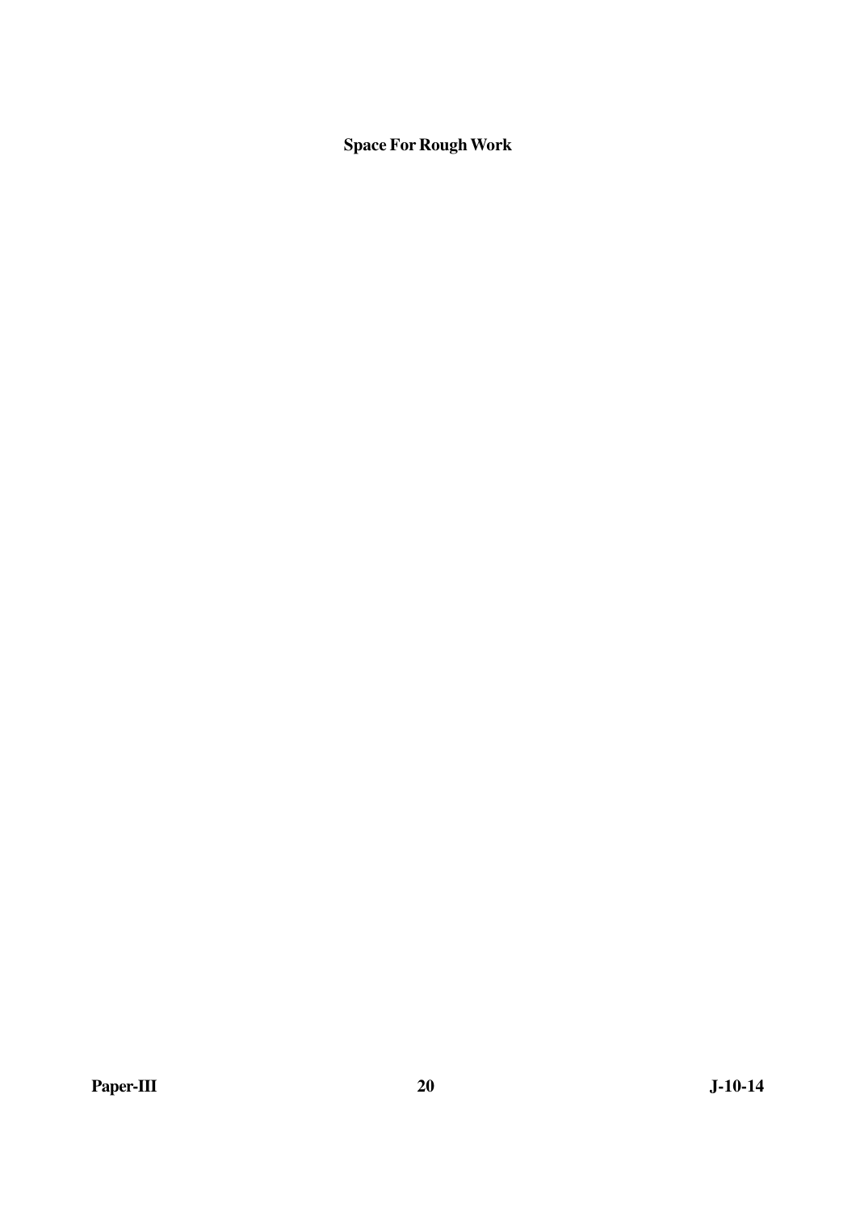**Space For Rough Work**